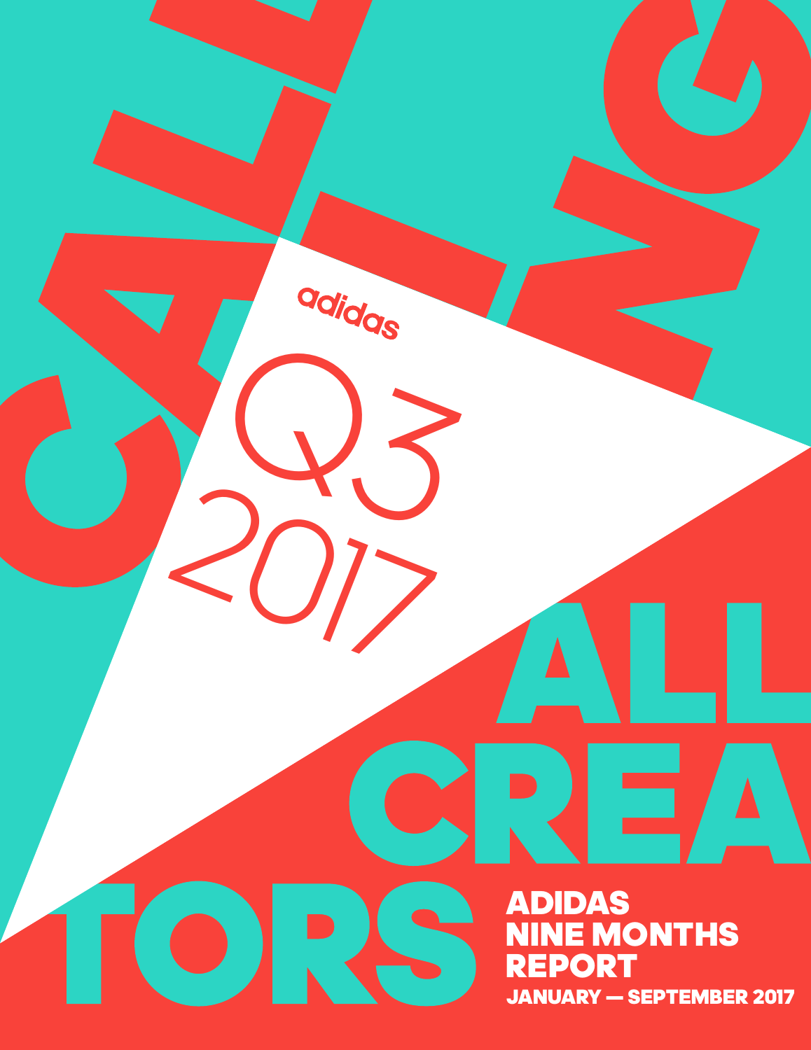adidas

Q3 2017

CALLING ALL CREATORS

# ADIDAS NINE MONTHS REPORT

## JANUARY — SEPTEMBER 2017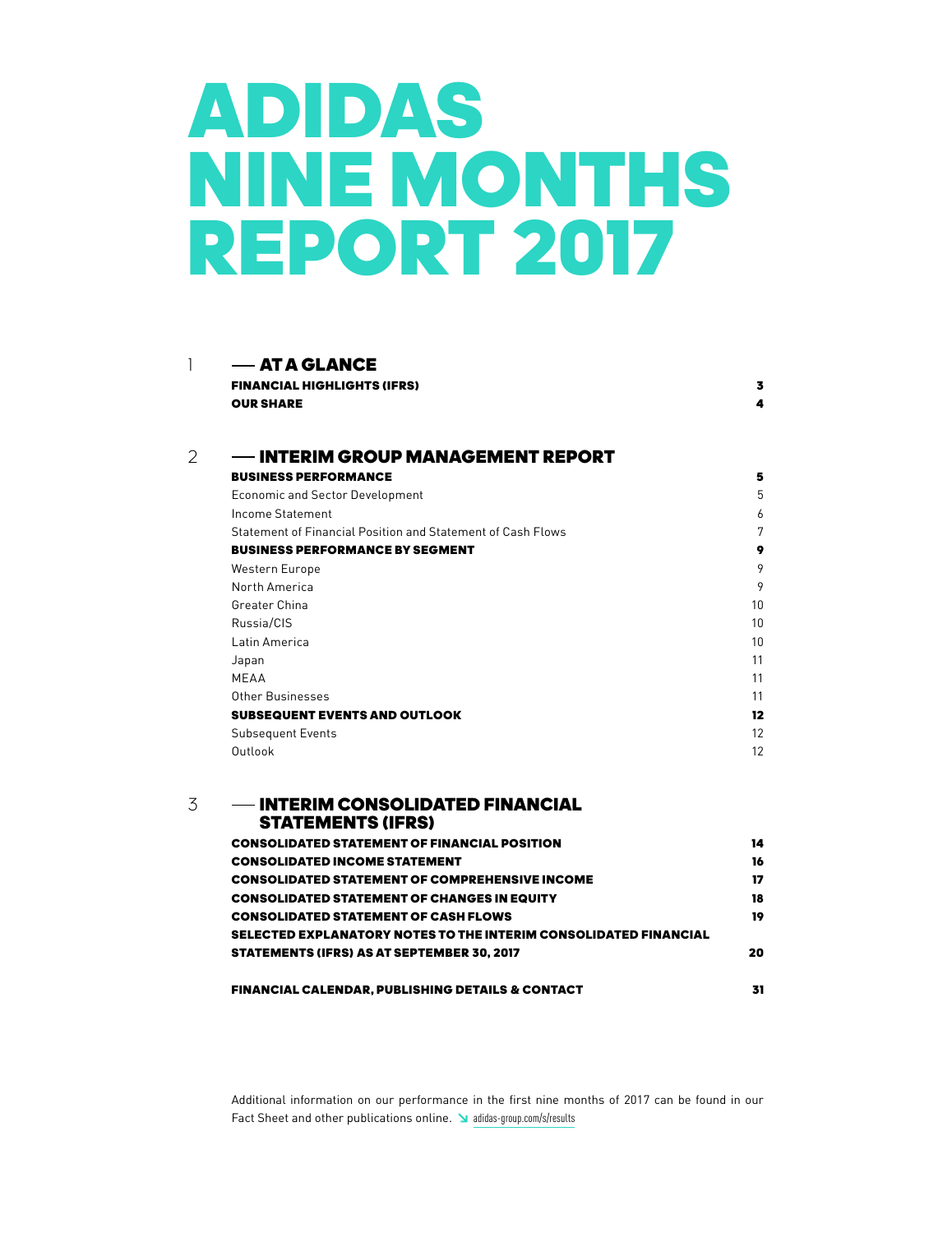# ADIDAS NINE MONTHS REPORT 2017

1 — **AT A GLANCE**

| | |
|---|---|
| **FINANCIAL HIGHLIGHTS (IFRS)** | **3** |
| **OUR SHARE** | **4** |

2 — **INTERIM GROUP MANAGEMENT REPORT**

| | |
|---|---|
| **BUSINESS PERFORMANCE** | **5** |
| Economic and Sector Development | 5 |
| Income Statement | 6 |
| Statement of Financial Position and Statement of Cash Flows | 7 |
| **BUSINESS PERFORMANCE BY SEGMENT** | **9** |
| Western Europe | 9 |
| North America | 9 |
| Greater China | 10 |
| Russia/CIS | 10 |
| Latin America | 10 |
| Japan | 11 |
| MEAA | 11 |
| Other Businesses | 11 |
| **SUBSEQUENT EVENTS AND OUTLOOK** | **12** |
| Subsequent Events | 12 |
| Outlook | 12 |

3 — **INTERIM CONSOLIDATED FINANCIAL STATEMENTS (IFRS)**

| | |
|---|---|
| **CONSOLIDATED STATEMENT OF FINANCIAL POSITION** | **14** |
| **CONSOLIDATED INCOME STATEMENT** | **16** |
| **CONSOLIDATED STATEMENT OF COMPREHENSIVE INCOME** | **17** |
| **CONSOLIDATED STATEMENT OF CHANGES IN EQUITY** | **18** |
| **CONSOLIDATED STATEMENT OF CASH FLOWS** | **19** |
| **SELECTED EXPLANATORY NOTES TO THE INTERIM CONSOLIDATED FINANCIAL STATEMENTS (IFRS) AS AT SEPTEMBER 30, 2017** | **20** |
| **FINANCIAL CALENDAR, PUBLISHING DETAILS & CONTACT** | **31** |

Additional information on our performance in the first nine months of 2017 can be found in our Fact Sheet and other publications online. ↘ adidas-group.com/s/results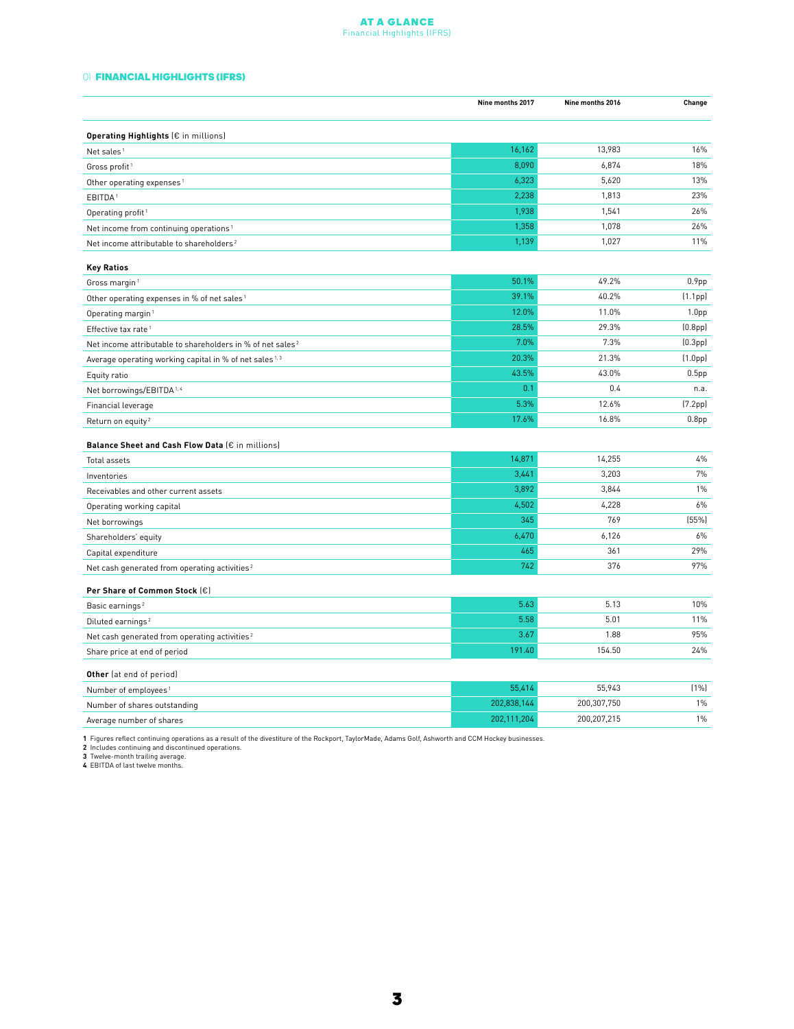## 01 FINANCIAL HIGHLIGHTS (IFRS)

| | Nine months 2017 | Nine months 2016 | Change |
|---|---|---|---|
| **Operating Highlights** (€ in millions) | | | |
| Net sales [1] | 16,162 | 13,983 | 16% |
| Gross profit [1] | 8,090 | 6,874 | 18% |
| Other operating expenses [1] | 6,323 | 5,620 | 13% |
| EBITDA [1] | 2,238 | 1,813 | 23% |
| Operating profit [1] | 1,938 | 1,541 | 26% |
| Net income from continuing operations [1] | 1,358 | 1,078 | 26% |
| Net income attributable to shareholders [2] | 1,139 | 1,027 | 11% |
| **Key Ratios** | | | |
| Gross margin [1] | 50.1% | 49.2% | 0.9pp |
| Other operating expenses in % of net sales [1] | 39.1% | 40.2% | (1.1pp) |
| Operating margin [1] | 12.0% | 11.0% | 1.0pp |
| Effective tax rate [1] | 28.5% | 29.3% | (0.8pp) |
| Net income attributable to shareholders in % of net sales [2] | 7.0% | 7.3% | (0.3pp) |
| Average operating working capital in % of net sales [1, 3] | 20.3% | 21.3% | (1.0pp) |
| Equity ratio | 43.5% | 43.0% | 0.5pp |
| Net borrowings/EBITDA [1, 4] | 0.1 | 0.4 | n.a. |
| Financial leverage | 5.3% | 12.6% | (7.2pp) |
| Return on equity [2] | 17.6% | 16.8% | 0.8pp |
| **Balance Sheet and Cash Flow Data** (€ in millions) | | | |
| Total assets | 14,871 | 14,255 | 4% |
| Inventories | 3,441 | 3,203 | 7% |
| Receivables and other current assets | 3,892 | 3,844 | 1% |
| Operating working capital | 4,502 | 4,228 | 6% |
| Net borrowings | 345 | 769 | (55%) |
| Shareholders' equity | 6,470 | 6,126 | 6% |
| Capital expenditure | 465 | 361 | 29% |
| Net cash generated from operating activities [2] | 742 | 376 | 97% |
| **Per Share of Common Stock** (€) | | | |
| Basic earnings [2] | 5.63 | 5.13 | 10% |
| Diluted earnings [2] | 5.58 | 5.01 | 11% |
| Net cash generated from operating activities [2] | 3.67 | 1.88 | 95% |
| Share price at end of period | 191.40 | 154.50 | 24% |
| **Other** (at end of period) | | | |
| Number of employees [1] | 55,414 | 55,943 | (1%) |
| Number of shares outstanding | 202,838,144 | 200,307,750 | 1% |
| Average number of shares | 202,111,204 | 200,207,215 | 1% |

**1** Figures reflect continuing operations as a result of the divestiture of the Rockport, TaylorMade, Adams Golf, Ashworth and CCM Hockey businesses.
**2** Includes continuing and discontinued operations.
**3** Twelve-month trailing average.
**4** EBITDA of last twelve months.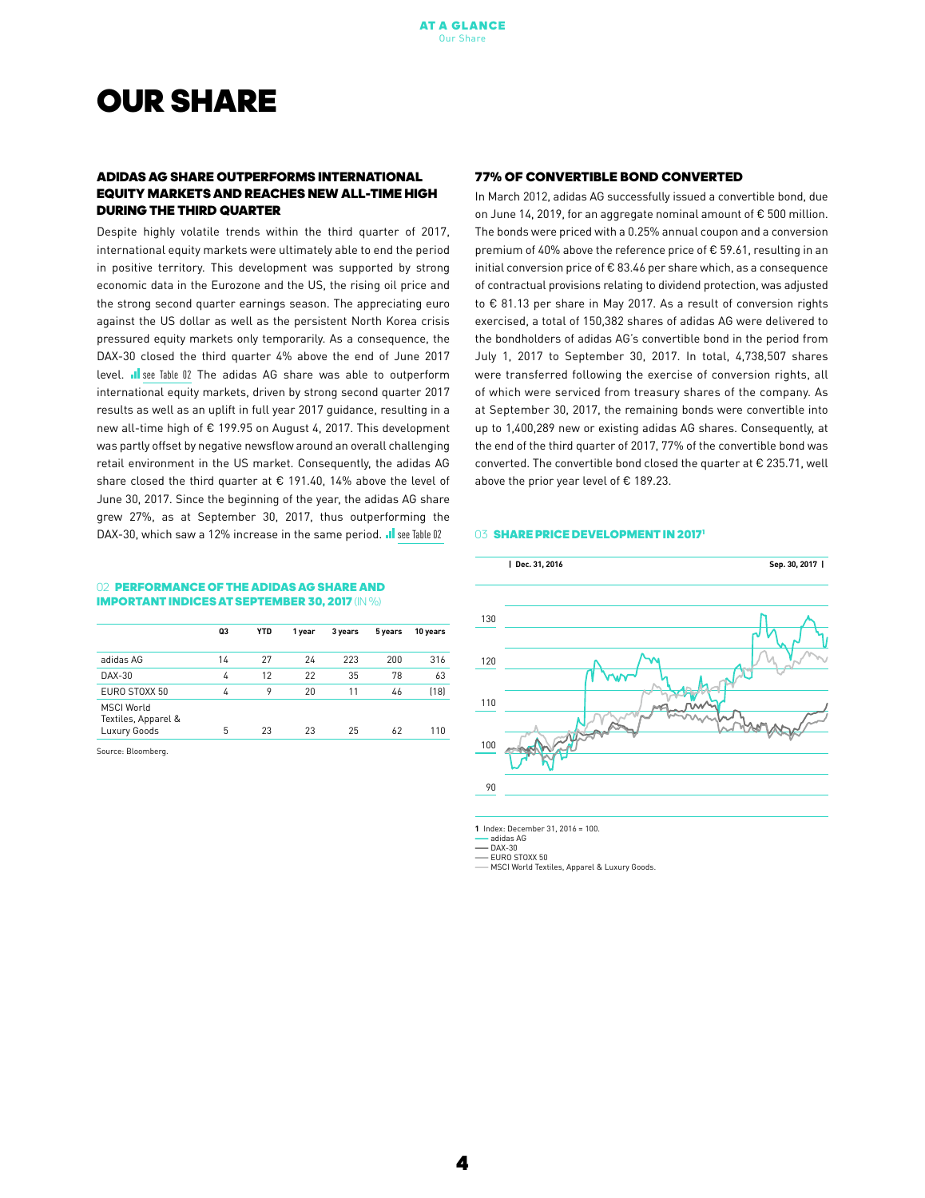# OUR SHARE

### ADIDAS AG SHARE OUTPERFORMS INTERNATIONAL EQUITY MARKETS AND REACHES NEW ALL-TIME HIGH DURING THE THIRD QUARTER

Despite highly volatile trends within the third quarter of 2017, international equity markets were ultimately able to end the period in positive territory. This development was supported by strong economic data in the Eurozone and the US, the rising oil price and the strong second quarter earnings season. The appreciating euro against the US dollar as well as the persistent North Korea crisis pressured equity markets only temporarily. As a consequence, the DAX-30 closed the third quarter 4% above the end of June 2017 level. see Table 02 The adidas AG share was able to outperform international equity markets, driven by strong second quarter 2017 results as well as an uplift in full year 2017 guidance, resulting in a new all-time high of € 199.95 on August 4, 2017. This development was partly offset by negative newsflow around an overall challenging retail environment in the US market. Consequently, the adidas AG share closed the third quarter at € 191.40, 14% above the level of June 30, 2017. Since the beginning of the year, the adidas AG share grew 27%, as at September 30, 2017, thus outperforming the DAX-30, which saw a 12% increase in the same period. see Table 02

02 **PERFORMANCE OF THE ADIDAS AG SHARE AND IMPORTANT INDICES AT SEPTEMBER 30, 2017** (IN %)

| | Q3 | YTD | 1 year | 3 years | 5 years | 10 years |
|---|---|---|---|---|---|---|
| adidas AG | 14 | 27 | 24 | 223 | 200 | 316 |
| DAX-30 | 4 | 12 | 22 | 35 | 78 | 63 |
| EURO STOXX 50 | 4 | 9 | 20 | 11 | 46 | (18) |
| MSCI World Textiles, Apparel & Luxury Goods | 5 | 23 | 23 | 25 | 62 | 110 |

Source: Bloomberg.

### 77% OF CONVERTIBLE BOND CONVERTED

In March 2012, adidas AG successfully issued a convertible bond, due on June 14, 2019, for an aggregate nominal amount of € 500 million. The bonds were priced with a 0.25% annual coupon and a conversion premium of 40% above the reference price of € 59.61, resulting in an initial conversion price of € 83.46 per share which, as a consequence of contractual provisions relating to dividend protection, was adjusted to € 81.13 per share in May 2017. As a result of conversion rights exercised, a total of 150,382 shares of adidas AG were delivered to the bondholders of adidas AG's convertible bond in the period from July 1, 2017 to September 30, 2017. In total, 4,738,507 shares were transferred following the exercise of conversion rights, all of which were serviced from treasury shares of the company. As at September 30, 2017, the remaining bonds were convertible into up to 1,400,289 new or existing adidas AG shares. Consequently, at the end of the third quarter of 2017, 77% of the convertible bond was converted. The convertible bond closed the quarter at € 235.71, well above the prior year level of € 189.23.

03 **SHARE PRICE DEVELOPMENT IN 2017[1]**

Dec. 31, 2016
Sep. 30, 2017

130
120
110
100
90

1 Index: December 31, 2016 = 100.
adidas AG
DAX-30
EURO STOXX 50
MSCI World Textiles, Apparel & Luxury Goods.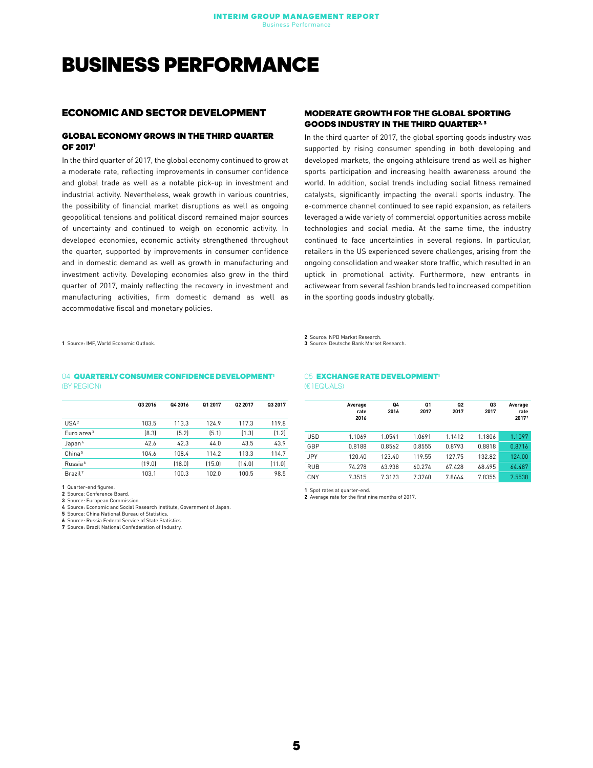# BUSINESS PERFORMANCE

## ECONOMIC AND SECTOR DEVELOPMENT

### GLOBAL ECONOMY GROWS IN THE THIRD QUARTER OF 2017[1]

In the third quarter of 2017, the global economy continued to grow at a moderate rate, reflecting improvements in consumer confidence and global trade as well as a notable pick-up in investment and industrial activity. Nevertheless, weak growth in various countries, the possibility of financial market disruptions as well as ongoing geopolitical tensions and political discord remained major sources of uncertainty and continued to weigh on economic activity. In developed economies, economic activity strengthened throughout the quarter, supported by improvements in consumer confidence and in domestic demand as well as growth in manufacturing and investment activity. Developing economies also grew in the third quarter of 2017, mainly reflecting the recovery in investment and manufacturing activities, firm domestic demand as well as accommodative fiscal and monetary policies.

1 Source: IMF, World Economic Outlook.

### MODERATE GROWTH FOR THE GLOBAL SPORTING GOODS INDUSTRY IN THE THIRD QUARTER[2, 3]

In the third quarter of 2017, the global sporting goods industry was supported by rising consumer spending in both developing and developed markets, the ongoing athleisure trend as well as higher sports participation and increasing health awareness around the world. In addition, social trends including social fitness remained catalysts, significantly impacting the overall sports industry. The e-commerce channel continued to see rapid expansion, as retailers leveraged a wide variety of commercial opportunities across mobile technologies and social media. At the same time, the industry continued to face uncertainties in several regions. In particular, retailers in the US experienced severe challenges, arising from the ongoing consolidation and weaker store traffic, which resulted in an uptick in promotional activity. Furthermore, new entrants in activewear from several fashion brands led to increased competition in the sporting goods industry globally.

2 Source: NPD Market Research.
3 Source: Deutsche Bank Market Research.

04 **QUARTERLY CONSUMER CONFIDENCE DEVELOPMENT[1]** (BY REGION)

| | Q3 2016 | Q4 2016 | Q1 2017 | Q2 2017 | Q3 2017 |
|---|---|---|---|---|---|
| USA[2] | 103.5 | 113.3 | 124.9 | 117.3 | 119.8 |
| Euro area[3] | (8.3) | (5.2) | (5.1) | (1.3) | (1.2) |
| Japan[4] | 42.6 | 42.3 | 44.0 | 43.5 | 43.9 |
| China[5] | 104.6 | 108.4 | 114.2 | 113.3 | 114.7 |
| Russia[6] | (19.0) | (18.0) | (15.0) | (14.0) | (11.0) |
| Brazil[7] | 103.1 | 100.3 | 102.0 | 100.5 | 98.5 |

1 Quarter-end figures.
2 Source: Conference Board.
3 Source: European Commission.
4 Source: Economic and Social Research Institute, Government of Japan.
5 Source: China National Bureau of Statistics.
6 Source: Russia Federal Service of State Statistics.
7 Source: Brazil National Confederation of Industry.

05 **EXCHANGE RATE DEVELOPMENT[1]** (€ 1 EQUALS)

| | Average rate 2016 | Q4 2016 | Q1 2017 | Q2 2017 | Q3 2017 | Average rate 2017[2] |
|---|---|---|---|---|---|---|
| USD | 1.1069 | 1.0541 | 1.0691 | 1.1412 | 1.1806 | 1.1097 |
| GBP | 0.8188 | 0.8562 | 0.8555 | 0.8793 | 0.8818 | 0.8716 |
| JPY | 120.40 | 123.40 | 119.55 | 127.75 | 132.82 | 124.00 |
| RUB | 74.278 | 63.938 | 60.274 | 67.428 | 68.495 | 64.487 |
| CNY | 7.3515 | 7.3123 | 7.3760 | 7.8664 | 7.8355 | 7.5538 |

1 Spot rates at quarter-end.
2 Average rate for the first nine months of 2017.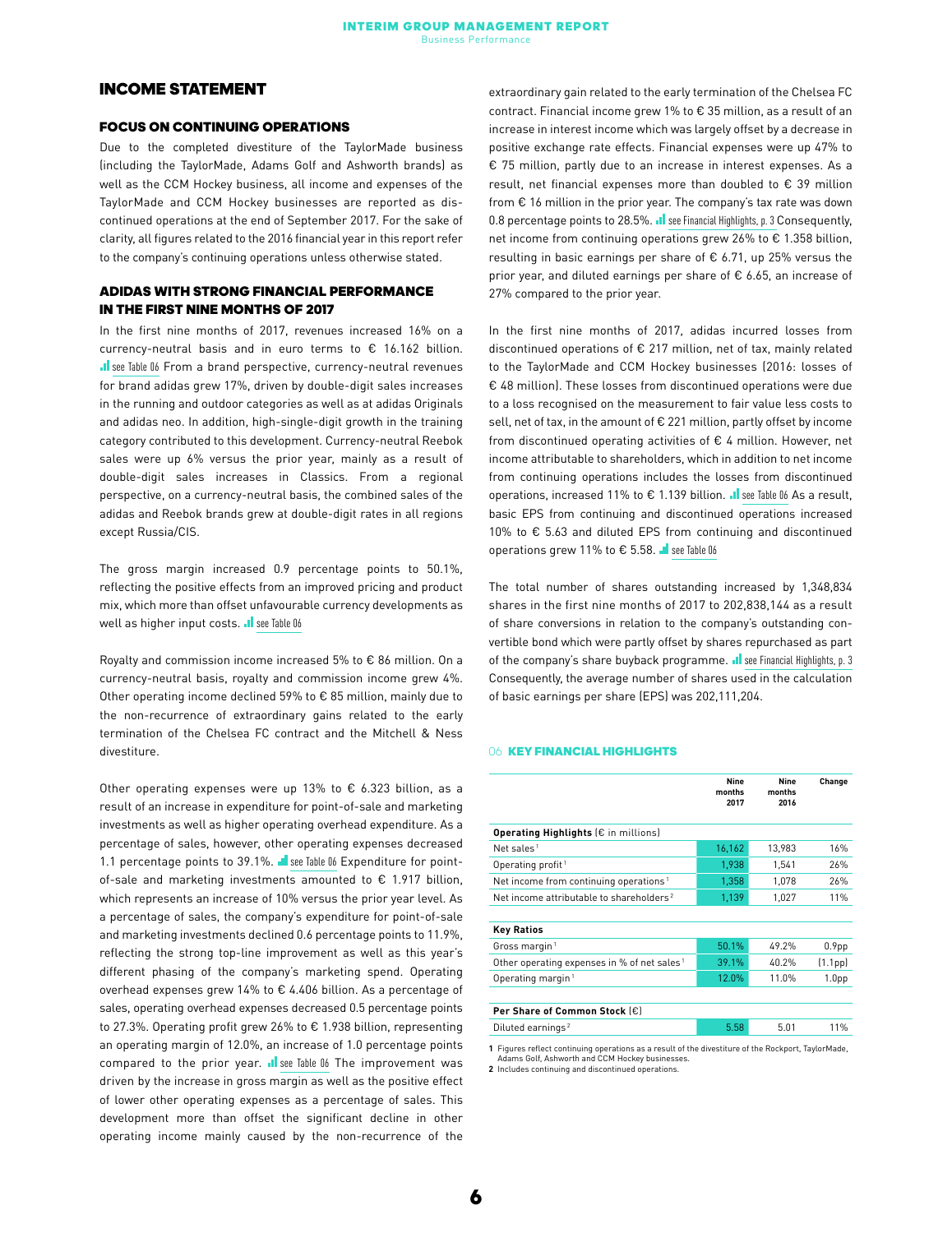# INCOME STATEMENT

## FOCUS ON CONTINUING OPERATIONS

Due to the completed divestiture of the TaylorMade business (including the TaylorMade, Adams Golf and Ashworth brands) as well as the CCM Hockey business, all income and expenses of the TaylorMade and CCM Hockey businesses are reported as discontinued operations at the end of September 2017. For the sake of clarity, all figures related to the 2016 financial year in this report refer to the company's continuing operations unless otherwise stated.

## ADIDAS WITH STRONG FINANCIAL PERFORMANCE IN THE FIRST NINE MONTHS OF 2017

In the first nine months of 2017, revenues increased 16% on a currency-neutral basis and in euro terms to € 16.162 billion. see Table 06 From a brand perspective, currency-neutral revenues for brand adidas grew 17%, driven by double-digit sales increases in the running and outdoor categories as well as at adidas Originals and adidas neo. In addition, high-single-digit growth in the training category contributed to this development. Currency-neutral Reebok sales were up 6% versus the prior year, mainly as a result of double-digit sales increases in Classics. From a regional perspective, on a currency-neutral basis, the combined sales of the adidas and Reebok brands grew at double-digit rates in all regions except Russia/CIS.

The gross margin increased 0.9 percentage points to 50.1%, reflecting the positive effects from an improved pricing and product mix, which more than offset unfavourable currency developments as well as higher input costs. see Table 06

Royalty and commission income increased 5% to € 86 million. On a currency-neutral basis, royalty and commission income grew 4%. Other operating income declined 59% to € 85 million, mainly due to the non-recurrence of extraordinary gains related to the early termination of the Chelsea FC contract and the Mitchell & Ness divestiture.

Other operating expenses were up 13% to € 6.323 billion, as a result of an increase in expenditure for point-of-sale and marketing investments as well as higher operating overhead expenditure. As a percentage of sales, however, other operating expenses decreased 1.1 percentage points to 39.1%. see Table 06 Expenditure for point-of-sale and marketing investments amounted to € 1.917 billion, which represents an increase of 10% versus the prior year level. As a percentage of sales, the company's expenditure for point-of-sale and marketing investments declined 0.6 percentage points to 11.9%, reflecting the strong top-line improvement as well as this year's different phasing of the company's marketing spend. Operating overhead expenses grew 14% to € 4.406 billion. As a percentage of sales, operating overhead expenses decreased 0.5 percentage points to 27.3%. Operating profit grew 26% to € 1.938 billion, representing an operating margin of 12.0%, an increase of 1.0 percentage points compared to the prior year. see Table 06 The improvement was driven by the increase in gross margin as well as the positive effect of lower other operating expenses as a percentage of sales. This development more than offset the significant decline in other operating income mainly caused by the non-recurrence of the extraordinary gain related to the early termination of the Chelsea FC contract. Financial income grew 1% to € 35 million, as a result of an increase in interest income which was largely offset by a decrease in positive exchange rate effects. Financial expenses were up 47% to € 75 million, partly due to an increase in interest expenses. As a result, net financial expenses more than doubled to € 39 million from € 16 million in the prior year. The company's tax rate was down 0.8 percentage points to 28.5%. see Financial Highlights, p. 3 Consequently, net income from continuing operations grew 26% to € 1.358 billion, resulting in basic earnings per share of € 6.71, up 25% versus the prior year, and diluted earnings per share of € 6.65, an increase of 27% compared to the prior year.

In the first nine months of 2017, adidas incurred losses from discontinued operations of € 217 million, net of tax, mainly related to the TaylorMade and CCM Hockey businesses (2016: losses of € 48 million). These losses from discontinued operations were due to a loss recognised on the measurement to fair value less costs to sell, net of tax, in the amount of € 221 million, partly offset by income from discontinued operating activities of € 4 million. However, net income attributable to shareholders, which in addition to net income from continuing operations includes the losses from discontinued operations, increased 11% to € 1.139 billion. see Table 06 As a result, basic EPS from continuing and discontinued operations increased 10% to € 5.63 and diluted EPS from continuing and discontinued operations grew 11% to € 5.58. see Table 06

The total number of shares outstanding increased by 1,348,834 shares in the first nine months of 2017 to 202,838,144 as a result of share conversions in relation to the company's outstanding convertible bond which were partly offset by shares repurchased as part of the company's share buyback programme. see Financial Highlights, p. 3 Consequently, the average number of shares used in the calculation of basic earnings per share (EPS) was 202,111,204.

### 06 KEY FINANCIAL HIGHLIGHTS

| | Nine months 2017 | Nine months 2016 | Change |
|---|---|---|---|
| **Operating Highlights** (€ in millions) | | | |
| Net sales[1] | 16,162 | 13,983 | 16% |
| Operating profit[1] | 1,938 | 1,541 | 26% |
| Net income from continuing operations[1] | 1,358 | 1,078 | 26% |
| Net income attributable to shareholders[2] | 1,139 | 1,027 | 11% |
| **Key Ratios** | | | |
| Gross margin[1] | 50.1% | 49.2% | 0.9pp |
| Other operating expenses in % of net sales[1] | 39.1% | 40.2% | (1.1pp) |
| Operating margin[1] | 12.0% | 11.0% | 1.0pp |
| **Per Share of Common Stock** (€) | | | |
| Diluted earnings[2] | 5.58 | 5.01 | 11% |

1 Figures reflect continuing operations as a result of the divestiture of the Rockport, TaylorMade, Adams Golf, Ashworth and CCM Hockey businesses.
2 Includes continuing and discontinued operations.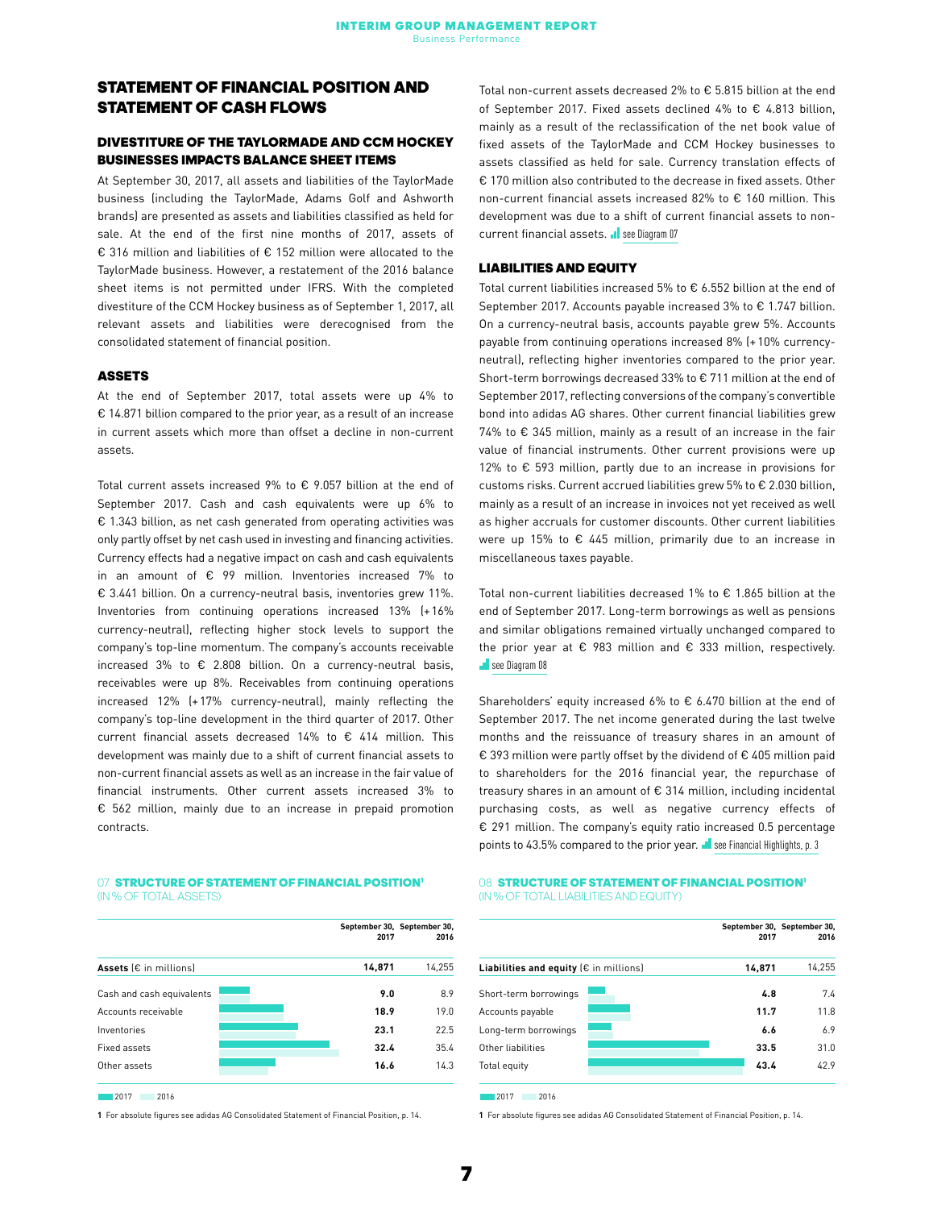## STATEMENT OF FINANCIAL POSITION AND STATEMENT OF CASH FLOWS

### DIVESTITURE OF THE TAYLORMADE AND CCM HOCKEY BUSINESSES IMPACTS BALANCE SHEET ITEMS

At September 30, 2017, all assets and liabilities of the TaylorMade business (including the TaylorMade, Adams Golf and Ashworth brands) are presented as assets and liabilities classified as held for sale. At the end of the first nine months of 2017, assets of € 316 million and liabilities of € 152 million were allocated to the TaylorMade business. However, a restatement of the 2016 balance sheet items is not permitted under IFRS. With the completed divestiture of the CCM Hockey business as of September 1, 2017, all relevant assets and liabilities were derecognised from the consolidated statement of financial position.

### ASSETS

At the end of September 2017, total assets were up 4% to € 14.871 billion compared to the prior year, as a result of an increase in current assets which more than offset a decline in non-current assets.

Total current assets increased 9% to € 9.057 billion at the end of September 2017. Cash and cash equivalents were up 6% to € 1.343 billion, as net cash generated from operating activities was only partly offset by net cash used in investing and financing activities. Currency effects had a negative impact on cash and cash equivalents in an amount of € 99 million. Inventories increased 7% to € 3.441 billion. On a currency-neutral basis, inventories grew 11%. Inventories from continuing operations increased 13% (+16% currency-neutral), reflecting higher stock levels to support the company's top-line momentum. The company's accounts receivable increased 3% to € 2.808 billion. On a currency-neutral basis, receivables were up 8%. Receivables from continuing operations increased 12% (+17% currency-neutral), mainly reflecting the company's top-line development in the third quarter of 2017. Other current financial assets decreased 14% to € 414 million. This development was mainly due to a shift of current financial assets to non-current financial assets as well as an increase in the fair value of financial instruments. Other current assets increased 3% to € 562 million, mainly due to an increase in prepaid promotion contracts.

Total non-current assets decreased 2% to € 5.815 billion at the end of September 2017. Fixed assets declined 4% to € 4.813 billion, mainly as a result of the reclassification of the net book value of fixed assets of the TaylorMade and CCM Hockey businesses to assets classified as held for sale. Currency translation effects of € 170 million also contributed to the decrease in fixed assets. Other non-current financial assets increased 82% to € 160 million. This development was due to a shift of current financial assets to non-current financial assets. see Diagram 07

### LIABILITIES AND EQUITY

Total current liabilities increased 5% to € 6.552 billion at the end of September 2017. Accounts payable increased 3% to € 1.747 billion. On a currency-neutral basis, accounts payable grew 5%. Accounts payable from continuing operations increased 8% (+10% currency-neutral), reflecting higher inventories compared to the prior year. Short-term borrowings decreased 33% to € 711 million at the end of September 2017, reflecting conversions of the company's convertible bond into adidas AG shares. Other current financial liabilities grew 74% to € 345 million, mainly as a result of an increase in the fair value of financial instruments. Other current provisions were up 12% to € 593 million, partly due to an increase in provisions for customs risks. Current accrued liabilities grew 5% to € 2.030 billion, mainly as a result of an increase in invoices not yet received as well as higher accruals for customer discounts. Other current liabilities were up 15% to € 445 million, primarily due to an increase in miscellaneous taxes payable.

Total non-current liabilities decreased 1% to € 1.865 billion at the end of September 2017. Long-term borrowings as well as pensions and similar obligations remained virtually unchanged compared to the prior year at € 983 million and € 333 million, respectively. see Diagram 08

Shareholders' equity increased 6% to € 6.470 billion at the end of September 2017. The net income generated during the last twelve months and the reissuance of treasury shares in an amount of € 393 million were partly offset by the dividend of € 405 million paid to shareholders for the 2016 financial year, the repurchase of treasury shares in an amount of € 314 million, including incidental purchasing costs, as well as negative currency effects of € 291 million. The company's equity ratio increased 0.5 percentage points to 43.5% compared to the prior year. see Financial Highlights, p. 3

07 **STRUCTURE OF STATEMENT OF FINANCIAL POSITION**[1]
(IN % OF TOTAL ASSETS)

September 30, 2017 | September 30, 2016
Assets (€ in millions) 14,871 14,255
Cash and cash equivalents 9.0 8.9
Accounts receivable 18.9 19.0
Inventories 23.1 22.5
Fixed assets 32.4 35.4
Other assets 16.6 14.3
2017 2016

1 For absolute figures see adidas AG Consolidated Statement of Financial Position, p. 14.

08 **STRUCTURE OF STATEMENT OF FINANCIAL POSITION**[1]
(IN % OF TOTAL LIABILITIES AND EQUITY)

September 30, 2017 | September 30, 2016
Liabilities and equity (€ in millions) 14,871 14,255
Short-term borrowings 4.8 7.4
Accounts payable 11.7 11.8
Long-term borrowings 6.6 6.9
Other liabilities 33.5 31.0
Total equity 43.4 42.9
2017 2016

1 For absolute figures see adidas AG Consolidated Statement of Financial Position, p. 14.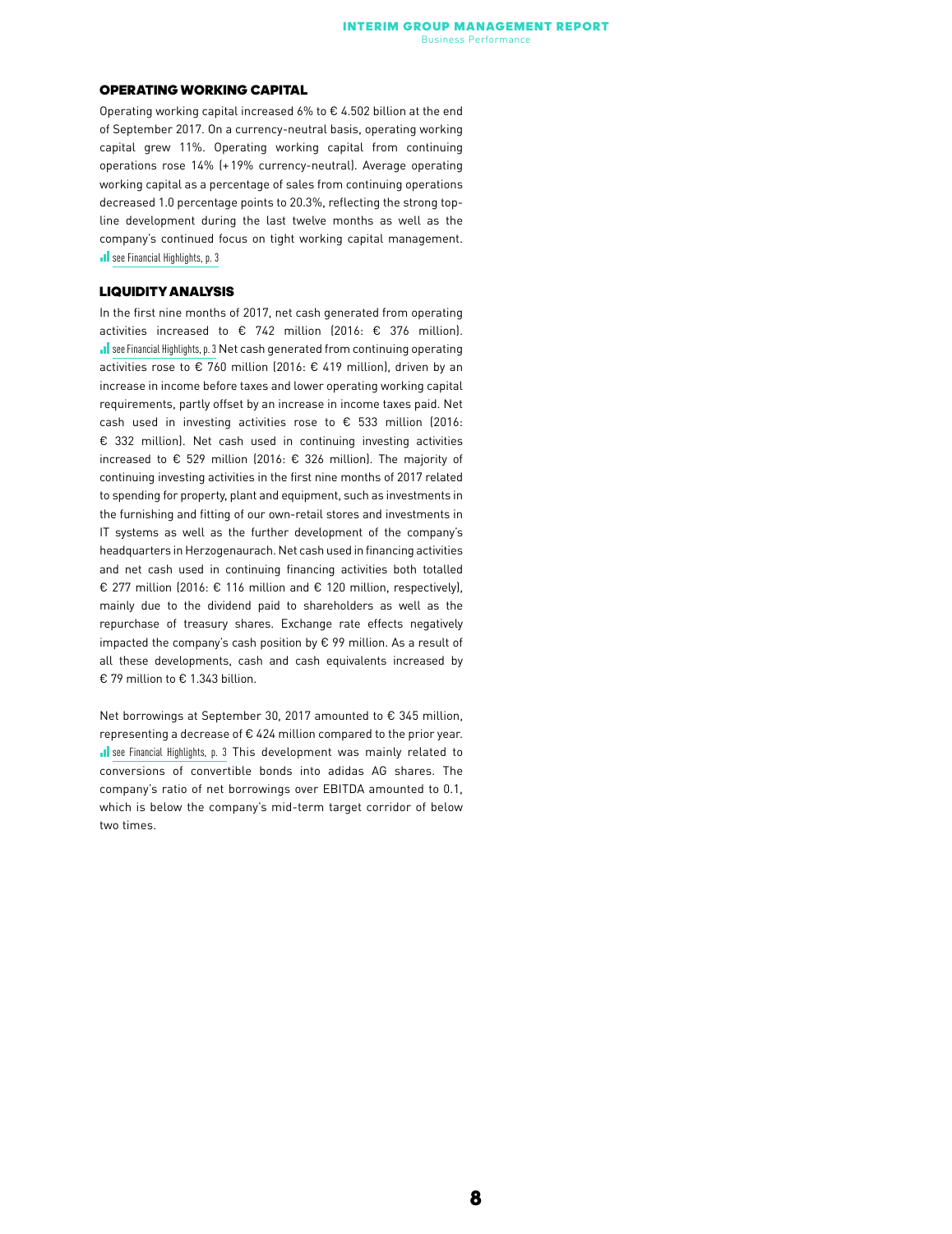## OPERATING WORKING CAPITAL

Operating working capital increased 6% to € 4.502 billion at the end of September 2017. On a currency-neutral basis, operating working capital grew 11%. Operating working capital from continuing operations rose 14% (+19% currency-neutral). Average operating working capital as a percentage of sales from continuing operations decreased 1.0 percentage points to 20.3%, reflecting the strong top-line development during the last twelve months as well as the company's continued focus on tight working capital management. see Financial Highlights, p. 3

## LIQUIDITY ANALYSIS

In the first nine months of 2017, net cash generated from operating activities increased to € 742 million (2016: € 376 million). see Financial Highlights, p. 3 Net cash generated from continuing operating activities rose to € 760 million (2016: € 419 million), driven by an increase in income before taxes and lower operating working capital requirements, partly offset by an increase in income taxes paid. Net cash used in investing activities rose to € 533 million (2016: € 332 million). Net cash used in continuing investing activities increased to € 529 million (2016: € 326 million). The majority of continuing investing activities in the first nine months of 2017 related to spending for property, plant and equipment, such as investments in the furnishing and fitting of our own-retail stores and investments in IT systems as well as the further development of the company's headquarters in Herzogenaurach. Net cash used in financing activities and net cash used in continuing financing activities both totalled € 277 million (2016: € 116 million and € 120 million, respectively), mainly due to the dividend paid to shareholders as well as the repurchase of treasury shares. Exchange rate effects negatively impacted the company's cash position by € 99 million. As a result of all these developments, cash and cash equivalents increased by € 79 million to € 1.343 billion.

Net borrowings at September 30, 2017 amounted to € 345 million, representing a decrease of € 424 million compared to the prior year. see Financial Highlights, p. 3 This development was mainly related to conversions of convertible bonds into adidas AG shares. The company's ratio of net borrowings over EBITDA amounted to 0.1, which is below the company's mid-term target corridor of below two times.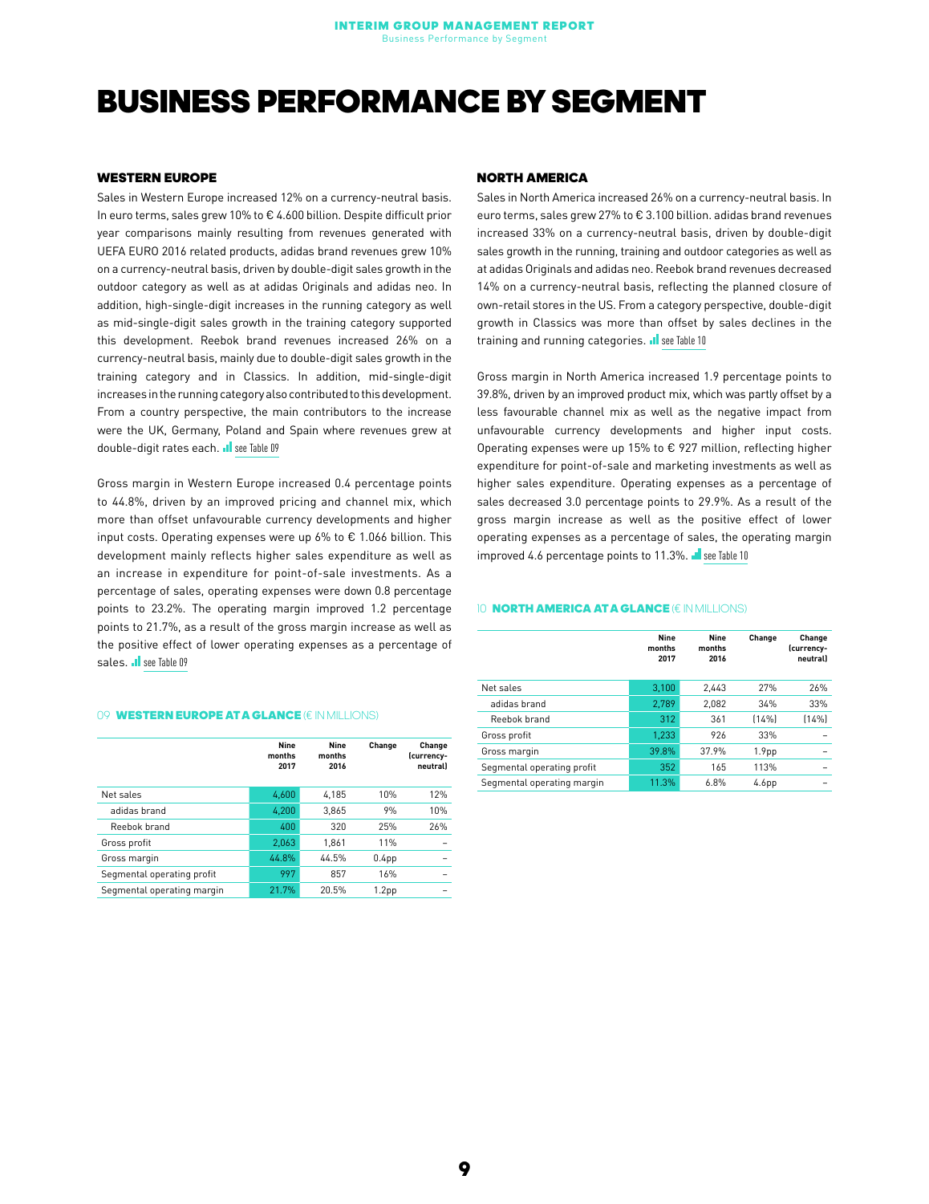# BUSINESS PERFORMANCE BY SEGMENT

## WESTERN EUROPE

Sales in Western Europe increased 12% on a currency-neutral basis. In euro terms, sales grew 10% to € 4.600 billion. Despite difficult prior year comparisons mainly resulting from revenues generated with UEFA EURO 2016 related products, adidas brand revenues grew 10% on a currency-neutral basis, driven by double-digit sales growth in the outdoor category as well as at adidas Originals and adidas neo. In addition, high-single-digit increases in the running category as well as mid-single-digit sales growth in the training category supported this development. Reebok brand revenues increased 26% on a currency-neutral basis, mainly due to double-digit sales growth in the training category and in Classics. In addition, mid-single-digit increases in the running category also contributed to this development. From a country perspective, the main contributors to the increase were the UK, Germany, Poland and Spain where revenues grew at double-digit rates each. see Table 09

Gross margin in Western Europe increased 0.4 percentage points to 44.8%, driven by an improved pricing and channel mix, which more than offset unfavourable currency developments and higher input costs. Operating expenses were up 6% to € 1.066 billion. This development mainly reflects higher sales expenditure as well as an increase in expenditure for point-of-sale investments. As a percentage of sales, operating expenses were down 0.8 percentage points to 23.2%. The operating margin improved 1.2 percentage points to 21.7%, as a result of the gross margin increase as well as the positive effect of lower operating expenses as a percentage of sales. see Table 09

09 **WESTERN EUROPE AT A GLANCE** (€ IN MILLIONS)

| | Nine months 2017 | Nine months 2016 | Change | Change (currency-neutral) |
|---|---|---|---|---|
| Net sales | 4,600 | 4,185 | 10% | 12% |
| adidas brand | 4,200 | 3,865 | 9% | 10% |
| Reebok brand | 400 | 320 | 25% | 26% |
| Gross profit | 2,063 | 1,861 | 11% | – |
| Gross margin | 44.8% | 44.5% | 0.4pp | – |
| Segmental operating profit | 997 | 857 | 16% | – |
| Segmental operating margin | 21.7% | 20.5% | 1.2pp | – |

## NORTH AMERICA

Sales in North America increased 26% on a currency-neutral basis. In euro terms, sales grew 27% to € 3.100 billion. adidas brand revenues increased 33% on a currency-neutral basis, driven by double-digit sales growth in the running, training and outdoor categories as well as at adidas Originals and adidas neo. Reebok brand revenues decreased 14% on a currency-neutral basis, reflecting the planned closure of own-retail stores in the US. From a category perspective, double-digit growth in Classics was more than offset by sales declines in the training and running categories. see Table 10

Gross margin in North America increased 1.9 percentage points to 39.8%, driven by an improved product mix, which was partly offset by a less favourable channel mix as well as the negative impact from unfavourable currency developments and higher input costs. Operating expenses were up 15% to € 927 million, reflecting higher expenditure for point-of-sale and marketing investments as well as higher sales expenditure. Operating expenses as a percentage of sales decreased 3.0 percentage points to 29.9%. As a result of the gross margin increase as well as the positive effect of lower operating expenses as a percentage of sales, the operating margin improved 4.6 percentage points to 11.3%. see Table 10

10 **NORTH AMERICA AT A GLANCE** (€ IN MILLIONS)

| | Nine months 2017 | Nine months 2016 | Change | Change (currency-neutral) |
|---|---|---|---|---|
| Net sales | 3,100 | 2,443 | 27% | 26% |
| adidas brand | 2,789 | 2,082 | 34% | 33% |
| Reebok brand | 312 | 361 | (14%) | (14%) |
| Gross profit | 1,233 | 926 | 33% | – |
| Gross margin | 39.8% | 37.9% | 1.9pp | – |
| Segmental operating profit | 352 | 165 | 113% | – |
| Segmental operating margin | 11.3% | 6.8% | 4.6pp | – |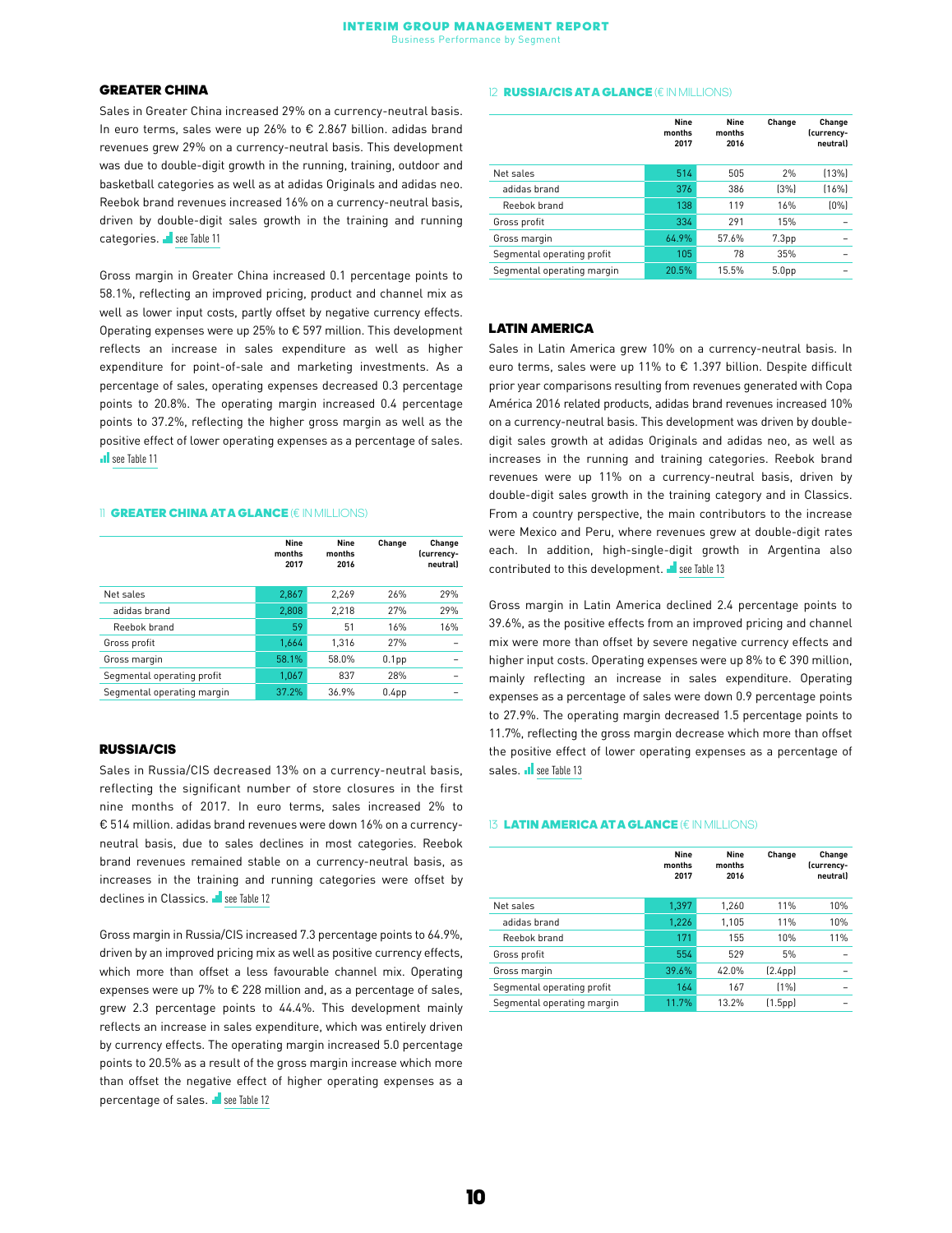## GREATER CHINA

Sales in Greater China increased 29% on a currency-neutral basis. In euro terms, sales were up 26% to € 2.867 billion. adidas brand revenues grew 29% on a currency-neutral basis. This development was due to double-digit growth in the running, training, outdoor and basketball categories as well as at adidas Originals and adidas neo. Reebok brand revenues increased 16% on a currency-neutral basis, driven by double-digit sales growth in the training and running categories. see Table 11

Gross margin in Greater China increased 0.1 percentage points to 58.1%, reflecting an improved pricing, product and channel mix as well as lower input costs, partly offset by negative currency effects. Operating expenses were up 25% to € 597 million. This development reflects an increase in sales expenditure as well as higher expenditure for point-of-sale and marketing investments. As a percentage of sales, operating expenses decreased 0.3 percentage points to 20.8%. The operating margin increased 0.4 percentage points to 37.2%, reflecting the higher gross margin as well as the positive effect of lower operating expenses as a percentage of sales. see Table 11

11 **GREATER CHINA AT A GLANCE** (€ IN MILLIONS)

| | Nine months 2017 | Nine months 2016 | Change | Change (currency-neutral) |
|---|---|---|---|---|
| Net sales | 2,867 | 2,269 | 26% | 29% |
| adidas brand | 2,808 | 2,218 | 27% | 29% |
| Reebok brand | 59 | 51 | 16% | 16% |
| Gross profit | 1,664 | 1,316 | 27% | – |
| Gross margin | 58.1% | 58.0% | 0.1pp | – |
| Segmental operating profit | 1,067 | 837 | 28% | – |
| Segmental operating margin | 37.2% | 36.9% | 0.4pp | – |

## RUSSIA/CIS

Sales in Russia/CIS decreased 13% on a currency-neutral basis, reflecting the significant number of store closures in the first nine months of 2017. In euro terms, sales increased 2% to € 514 million. adidas brand revenues were down 16% on a currency-neutral basis, due to sales declines in most categories. Reebok brand revenues remained stable on a currency-neutral basis, as increases in the training and running categories were offset by declines in Classics. see Table 12

Gross margin in Russia/CIS increased 7.3 percentage points to 64.9%, driven by an improved pricing mix as well as positive currency effects, which more than offset a less favourable channel mix. Operating expenses were up 7% to € 228 million and, as a percentage of sales, grew 2.3 percentage points to 44.4%. This development mainly reflects an increase in sales expenditure, which was entirely driven by currency effects. The operating margin increased 5.0 percentage points to 20.5% as a result of the gross margin increase which more than offset the negative effect of higher operating expenses as a percentage of sales. see Table 12

12 **RUSSIA/CIS AT A GLANCE** (€ IN MILLIONS)

| | Nine months 2017 | Nine months 2016 | Change | Change (currency-neutral) |
|---|---|---|---|---|
| Net sales | 514 | 505 | 2% | (13%) |
| adidas brand | 376 | 386 | (3%) | (16%) |
| Reebok brand | 138 | 119 | 16% | (0%) |
| Gross profit | 334 | 291 | 15% | – |
| Gross margin | 64.9% | 57.6% | 7.3pp | – |
| Segmental operating profit | 105 | 78 | 35% | – |
| Segmental operating margin | 20.5% | 15.5% | 5.0pp | – |

## LATIN AMERICA

Sales in Latin America grew 10% on a currency-neutral basis. In euro terms, sales were up 11% to € 1.397 billion. Despite difficult prior year comparisons resulting from revenues generated with Copa América 2016 related products, adidas brand revenues increased 10% on a currency-neutral basis. This development was driven by double-digit sales growth at adidas Originals and adidas neo, as well as increases in the running and training categories. Reebok brand revenues were up 11% on a currency-neutral basis, driven by double-digit sales growth in the training category and in Classics. From a country perspective, the main contributors to the increase were Mexico and Peru, where revenues grew at double-digit rates each. In addition, high-single-digit growth in Argentina also contributed to this development. see Table 13

Gross margin in Latin America declined 2.4 percentage points to 39.6%, as the positive effects from an improved pricing and channel mix were more than offset by severe negative currency effects and higher input costs. Operating expenses were up 8% to € 390 million, mainly reflecting an increase in sales expenditure. Operating expenses as a percentage of sales were down 0.9 percentage points to 27.9%. The operating margin decreased 1.5 percentage points to 11.7%, reflecting the gross margin decrease which more than offset the positive effect of lower operating expenses as a percentage of sales. see Table 13

13 **LATIN AMERICA AT A GLANCE** (€ IN MILLIONS)

| | Nine months 2017 | Nine months 2016 | Change | Change (currency-neutral) |
|---|---|---|---|---|
| Net sales | 1,397 | 1,260 | 11% | 10% |
| adidas brand | 1,226 | 1,105 | 11% | 10% |
| Reebok brand | 171 | 155 | 10% | 11% |
| Gross profit | 554 | 529 | 5% | – |
| Gross margin | 39.6% | 42.0% | (2.4pp) | – |
| Segmental operating profit | 164 | 167 | (1%) | – |
| Segmental operating margin | 11.7% | 13.2% | (1.5pp) | – |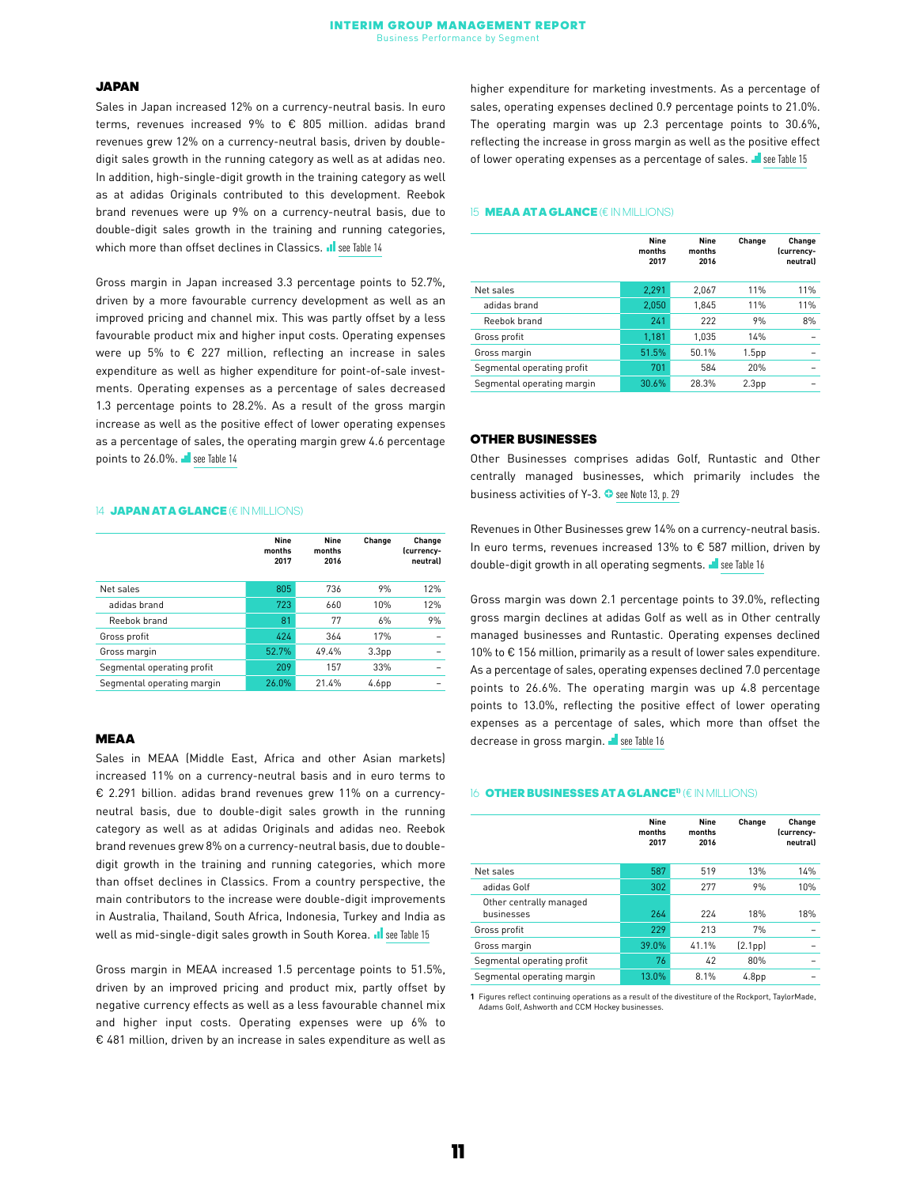## JAPAN

Sales in Japan increased 12% on a currency-neutral basis. In euro terms, revenues increased 9% to € 805 million. adidas brand revenues grew 12% on a currency-neutral basis, driven by double-digit sales growth in the running category as well as at adidas neo. In addition, high-single-digit growth in the training category as well as at adidas Originals contributed to this development. Reebok brand revenues were up 9% on a currency-neutral basis, due to double-digit sales growth in the training and running categories, which more than offset declines in Classics. see Table 14

Gross margin in Japan increased 3.3 percentage points to 52.7%, driven by a more favourable currency development as well as an improved pricing and channel mix. This was partly offset by a less favourable product mix and higher input costs. Operating expenses were up 5% to € 227 million, reflecting an increase in sales expenditure as well as higher expenditure for point-of-sale investments. Operating expenses as a percentage of sales decreased 1.3 percentage points to 28.2%. As a result of the gross margin increase as well as the positive effect of lower operating expenses as a percentage of sales, the operating margin grew 4.6 percentage points to 26.0%. see Table 14

14 **JAPAN AT A GLANCE** (€ IN MILLIONS)

| | Nine months 2017 | Nine months 2016 | Change | Change (currency-neutral) |
|---|---|---|---|---|
| Net sales | 805 | 736 | 9% | 12% |
| adidas brand | 723 | 660 | 10% | 12% |
| Reebok brand | 81 | 77 | 6% | 9% |
| Gross profit | 424 | 364 | 17% | – |
| Gross margin | 52.7% | 49.4% | 3.3pp | – |
| Segmental operating profit | 209 | 157 | 33% | – |
| Segmental operating margin | 26.0% | 21.4% | 4.6pp | – |

## MEAA

Sales in MEAA (Middle East, Africa and other Asian markets) increased 11% on a currency-neutral basis and in euro terms to € 2.291 billion. adidas brand revenues grew 11% on a currency-neutral basis, due to double-digit sales growth in the running category as well as at adidas Originals and adidas neo. Reebok brand revenues grew 8% on a currency-neutral basis, due to double-digit growth in the training and running categories, which more than offset declines in Classics. From a country perspective, the main contributors to the increase were double-digit improvements in Australia, Thailand, South Africa, Indonesia, Turkey and India as well as mid-single-digit sales growth in South Korea. see Table 15

Gross margin in MEAA increased 1.5 percentage points to 51.5%, driven by an improved pricing and product mix, partly offset by negative currency effects as well as a less favourable channel mix and higher input costs. Operating expenses were up 6% to € 481 million, driven by an increase in sales expenditure as well as higher expenditure for marketing investments. As a percentage of sales, operating expenses declined 0.9 percentage points to 21.0%. The operating margin was up 2.3 percentage points to 30.6%, reflecting the increase in gross margin as well as the positive effect of lower operating expenses as a percentage of sales. see Table 15

15 **MEAA AT A GLANCE** (€ IN MILLIONS)

| | Nine months 2017 | Nine months 2016 | Change | Change (currency-neutral) |
|---|---|---|---|---|
| Net sales | 2,291 | 2,067 | 11% | 11% |
| adidas brand | 2,050 | 1,845 | 11% | 11% |
| Reebok brand | 241 | 222 | 9% | 8% |
| Gross profit | 1,181 | 1,035 | 14% | – |
| Gross margin | 51.5% | 50.1% | 1.5pp | – |
| Segmental operating profit | 701 | 584 | 20% | – |
| Segmental operating margin | 30.6% | 28.3% | 2.3pp | – |

## OTHER BUSINESSES

Other Businesses comprises adidas Golf, Runtastic and Other centrally managed businesses, which primarily includes the business activities of Y-3. see Note 13, p. 29

Revenues in Other Businesses grew 14% on a currency-neutral basis. In euro terms, revenues increased 13% to € 587 million, driven by double-digit growth in all operating segments. see Table 16

Gross margin was down 2.1 percentage points to 39.0%, reflecting gross margin declines at adidas Golf as well as in Other centrally managed businesses and Runtastic. Operating expenses declined 10% to € 156 million, primarily as a result of lower sales expenditure. As a percentage of sales, operating expenses declined 7.0 percentage points to 26.6%. The operating margin was up 4.8 percentage points to 13.0%, reflecting the positive effect of lower operating expenses as a percentage of sales, which more than offset the decrease in gross margin. see Table 16

16 **OTHER BUSINESSES AT A GLANCE**[1] (€ IN MILLIONS)

| | Nine months 2017 | Nine months 2016 | Change | Change (currency-neutral) |
|---|---|---|---|---|
| Net sales | 587 | 519 | 13% | 14% |
| adidas Golf | 302 | 277 | 9% | 10% |
| Other centrally managed businesses | 264 | 224 | 18% | 18% |
| Gross profit | 229 | 213 | 7% | – |
| Gross margin | 39.0% | 41.1% | (2.1pp) | – |
| Segmental operating profit | 76 | 42 | 80% | – |
| Segmental operating margin | 13.0% | 8.1% | 4.8pp | – |

1 Figures reflect continuing operations as a result of the divestiture of the Rockport, TaylorMade, Adams Golf, Ashworth and CCM Hockey businesses.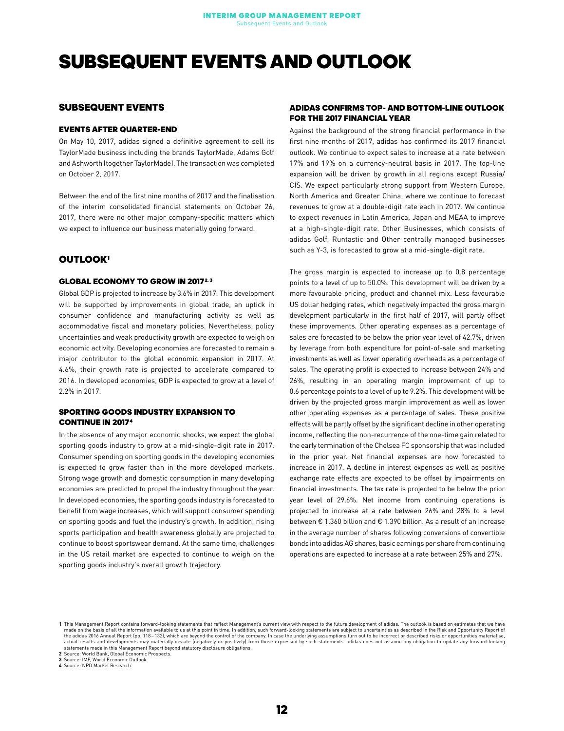# SUBSEQUENT EVENTS AND OUTLOOK

## SUBSEQUENT EVENTS

### EVENTS AFTER QUARTER-END

On May 10, 2017, adidas signed a definitive agreement to sell its TaylorMade business including the brands TaylorMade, Adams Golf and Ashworth (together TaylorMade). The transaction was completed on October 2, 2017.

Between the end of the first nine months of 2017 and the finalisation of the interim consolidated financial statements on October 26, 2017, there were no other major company-specific matters which we expect to influence our business materially going forward.

## OUTLOOK[1]

### GLOBAL ECONOMY TO GROW IN 2017[2, 3]

Global GDP is projected to increase by 3.6% in 2017. This development will be supported by improvements in global trade, an uptick in consumer confidence and manufacturing activity as well as accommodative fiscal and monetary policies. Nevertheless, policy uncertainties and weak productivity growth are expected to weigh on economic activity. Developing economies are forecasted to remain a major contributor to the global economic expansion in 2017. At 4.6%, their growth rate is projected to accelerate compared to 2016. In developed economies, GDP is expected to grow at a level of 2.2% in 2017.

### SPORTING GOODS INDUSTRY EXPANSION TO CONTINUE IN 2017[4]

In the absence of any major economic shocks, we expect the global sporting goods industry to grow at a mid-single-digit rate in 2017. Consumer spending on sporting goods in the developing economies is expected to grow faster than in the more developed markets. Strong wage growth and domestic consumption in many developing economies are predicted to propel the industry throughout the year. In developed economies, the sporting goods industry is forecasted to benefit from wage increases, which will support consumer spending on sporting goods and fuel the industry's growth. In addition, rising sports participation and health awareness globally are projected to continue to boost sportswear demand. At the same time, challenges in the US retail market are expected to continue to weigh on the sporting goods industry's overall growth trajectory.

### ADIDAS CONFIRMS TOP- AND BOTTOM-LINE OUTLOOK FOR THE 2017 FINANCIAL YEAR

Against the background of the strong financial performance in the first nine months of 2017, adidas has confirmed its 2017 financial outlook. We continue to expect sales to increase at a rate between 17% and 19% on a currency-neutral basis in 2017. The top-line expansion will be driven by growth in all regions except Russia/CIS. We expect particularly strong support from Western Europe, North America and Greater China, where we continue to forecast revenues to grow at a double-digit rate each in 2017. We continue to expect revenues in Latin America, Japan and MEAA to improve at a high-single-digit rate. Other Businesses, which consists of adidas Golf, Runtastic and Other centrally managed businesses such as Y-3, is forecasted to grow at a mid-single-digit rate.

The gross margin is expected to increase up to 0.8 percentage points to a level of up to 50.0%. This development will be driven by a more favourable pricing, product and channel mix. Less favourable US dollar hedging rates, which negatively impacted the gross margin development particularly in the first half of 2017, will partly offset these improvements. Other operating expenses as a percentage of sales are forecasted to be below the prior year level of 42.7%, driven by leverage from both expenditure for point-of-sale and marketing investments as well as lower operating overheads as a percentage of sales. The operating profit is expected to increase between 24% and 26%, resulting in an operating margin improvement of up to 0.6 percentage points to a level of up to 9.2%. This development will be driven by the projected gross margin improvement as well as lower other operating expenses as a percentage of sales. These positive effects will be partly offset by the significant decline in other operating income, reflecting the non-recurrence of the one-time gain related to the early termination of the Chelsea FC sponsorship that was included in the prior year. Net financial expenses are now forecasted to increase in 2017. A decline in interest expenses as well as positive exchange rate effects are expected to be offset by impairments on financial investments. The tax rate is projected to be below the prior year level of 29.6%. Net income from continuing operations is projected to increase at a rate between 26% and 28% to a level between € 1.360 billion and € 1.390 billion. As a result of an increase in the average number of shares following conversions of convertible bonds into adidas AG shares, basic earnings per share from continuing operations are expected to increase at a rate between 25% and 27%.

---

1 This Management Report contains forward-looking statements that reflect Management's current view with respect to the future development of adidas. The outlook is based on estimates that we have made on the basis of all the information available to us at this point in time. In addition, such forward-looking statements are subject to uncertainties as described in the Risk and Opportunity Report of the adidas 2016 Annual Report (pp. 118 – 132), which are beyond the control of the company. In case the underlying assumptions turn out to be incorrect or described risks or opportunities materialise, actual results and developments may materially deviate (negatively or positively) from those expressed by such statements. adidas does not assume any obligation to update any forward-looking statements made in this Management Report beyond statutory disclosure obligations.

2 Source: World Bank, Global Economic Prospects.

3 Source: IMF, World Economic Outlook.

4 Source: NPD Market Research.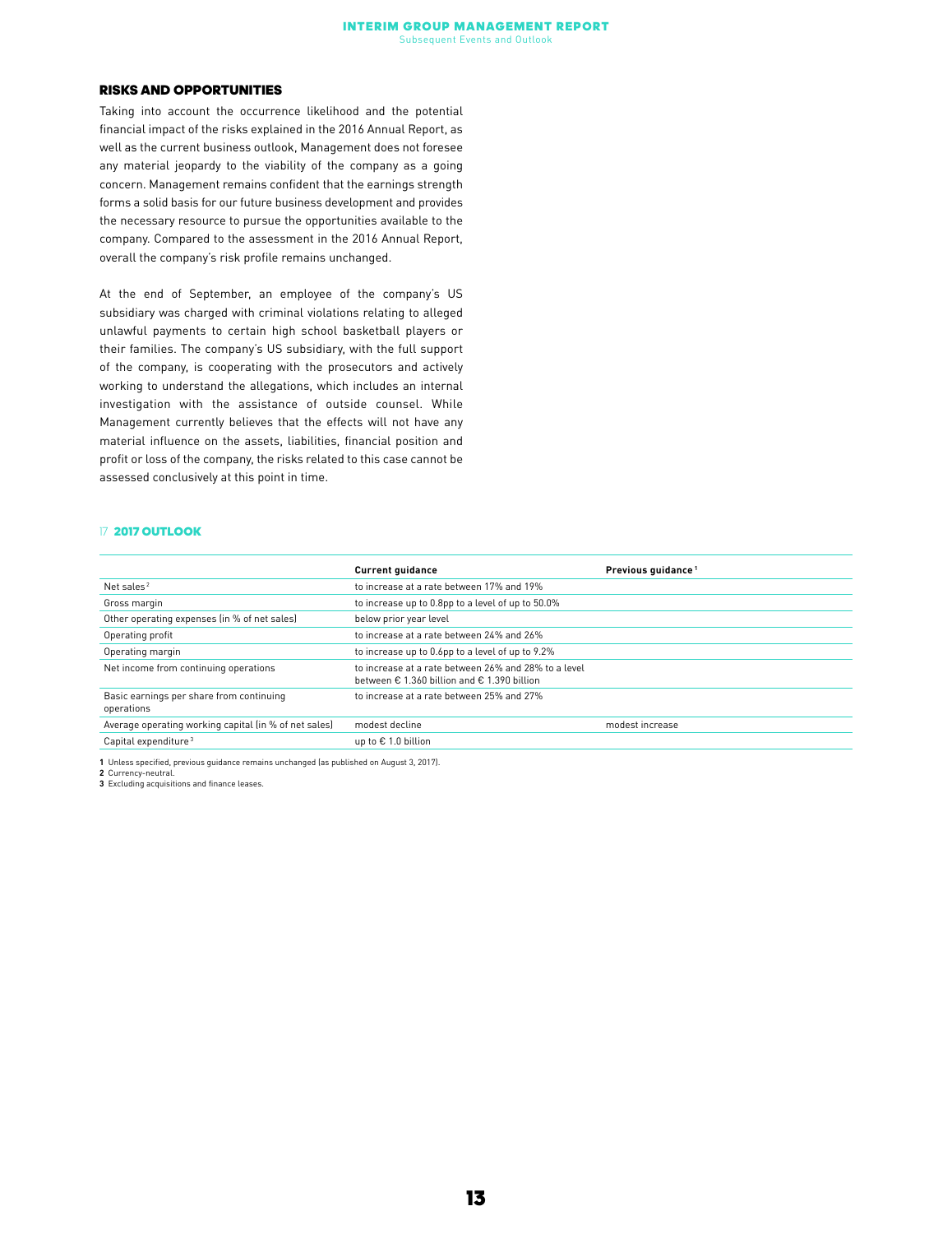## RISKS AND OPPORTUNITIES

Taking into account the occurrence likelihood and the potential financial impact of the risks explained in the 2016 Annual Report, as well as the current business outlook, Management does not foresee any material jeopardy to the viability of the company as a going concern. Management remains confident that the earnings strength forms a solid basis for our future business development and provides the necessary resource to pursue the opportunities available to the company. Compared to the assessment in the 2016 Annual Report, overall the company's risk profile remains unchanged.

At the end of September, an employee of the company's US subsidiary was charged with criminal violations relating to alleged unlawful payments to certain high school basketball players or their families. The company's US subsidiary, with the full support of the company, is cooperating with the prosecutors and actively working to understand the allegations, which includes an internal investigation with the assistance of outside counsel. While Management currently believes that the effects will not have any material influence on the assets, liabilities, financial position and profit or loss of the company, the risks related to this case cannot be assessed conclusively at this point in time.

17 **2017 OUTLOOK**

| | Current guidance | Previous guidance [1] |
|---|---|---|
| Net sales [2] | to increase at a rate between 17% and 19% | |
| Gross margin | to increase up to 0.8pp to a level of up to 50.0% | |
| Other operating expenses (in % of net sales) | below prior year level | |
| Operating profit | to increase at a rate between 24% and 26% | |
| Operating margin | to increase up to 0.6pp to a level of up to 9.2% | |
| Net income from continuing operations | to increase at a rate between 26% and 28% to a level between € 1.360 billion and € 1.390 billion | |
| Basic earnings per share from continuing operations | to increase at a rate between 25% and 27% | |
| Average operating working capital (in % of net sales) | modest decline | modest increase |
| Capital expenditure [3] | up to € 1.0 billion | |

**1** Unless specified, previous guidance remains unchanged (as published on August 3, 2017).
**2** Currency-neutral.
**3** Excluding acquisitions and finance leases.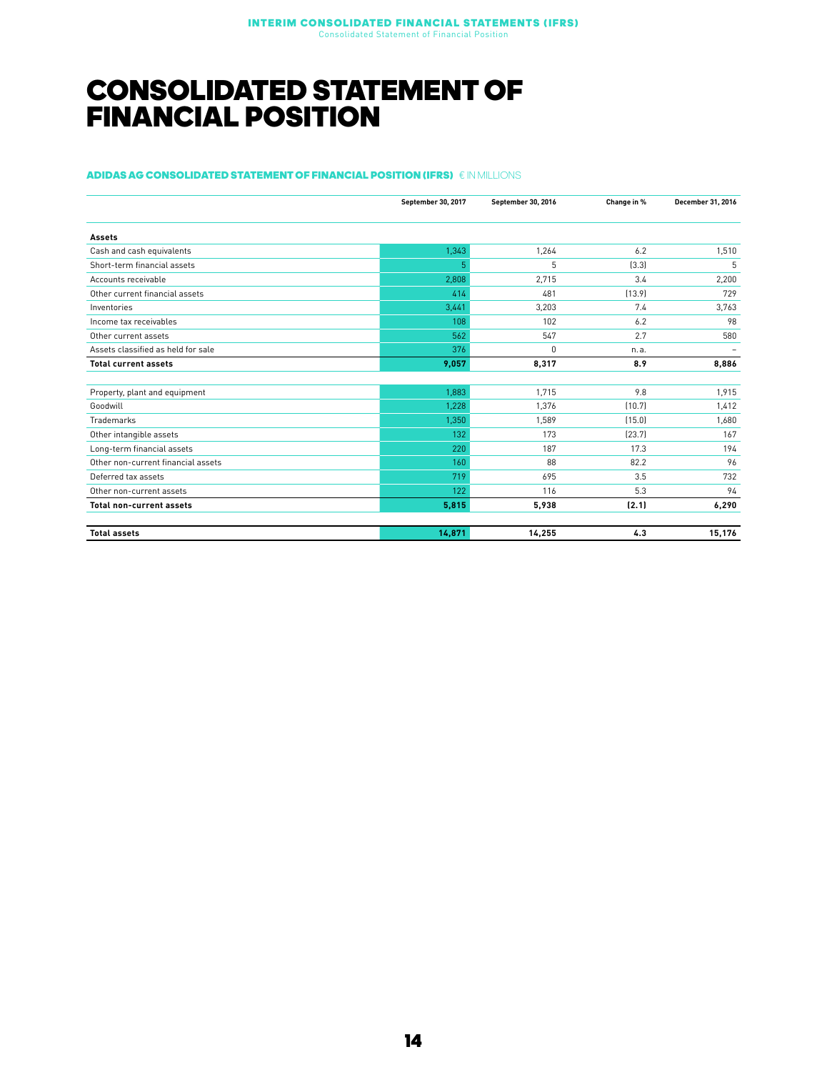# CONSOLIDATED STATEMENT OF FINANCIAL POSITION

**ADIDAS AG CONSOLIDATED STATEMENT OF FINANCIAL POSITION (IFRS)** € IN MILLIONS

| | September 30, 2017 | September 30, 2016 | Change in % | December 31, 2016 |
|---|---|---|---|---|
| **Assets** | | | | |
| Cash and cash equivalents | 1,343 | 1,264 | 6.2 | 1,510 |
| Short-term financial assets | 5 | 5 | (3.3) | 5 |
| Accounts receivable | 2,808 | 2,715 | 3.4 | 2,200 |
| Other current financial assets | 414 | 481 | (13.9) | 729 |
| Inventories | 3,441 | 3,203 | 7.4 | 3,763 |
| Income tax receivables | 108 | 102 | 6.2 | 98 |
| Other current assets | 562 | 547 | 2.7 | 580 |
| Assets classified as held for sale | 376 | 0 | n. a. | – |
| **Total current assets** | **9,057** | **8,317** | **8.9** | **8,886** |
| Property, plant and equipment | 1,883 | 1,715 | 9.8 | 1,915 |
| Goodwill | 1,228 | 1,376 | (10.7) | 1,412 |
| Trademarks | 1,350 | 1,589 | (15.0) | 1,680 |
| Other intangible assets | 132 | 173 | (23.7) | 167 |
| Long-term financial assets | 220 | 187 | 17.3 | 194 |
| Other non-current financial assets | 160 | 88 | 82.2 | 96 |
| Deferred tax assets | 719 | 695 | 3.5 | 732 |
| Other non-current assets | 122 | 116 | 5.3 | 94 |
| **Total non-current assets** | **5,815** | **5,938** | **(2.1)** | **6,290** |
| **Total assets** | **14,871** | **14,255** | **4.3** | **15,176** |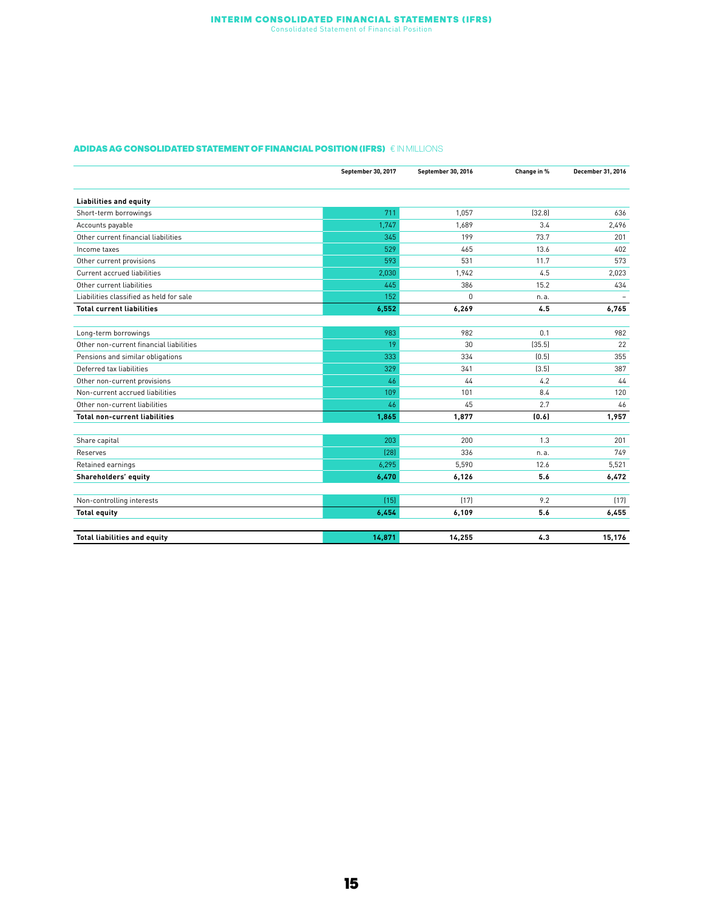## ADIDAS AG CONSOLIDATED STATEMENT OF FINANCIAL POSITION (IFRS) € IN MILLIONS

| | September 30, 2017 | September 30, 2016 | Change in % | December 31, 2016 |
|---|---|---|---|---|
| **Liabilities and equity** | | | | |
| Short-term borrowings | 711 | 1,057 | (32.8) | 636 |
| Accounts payable | 1,747 | 1,689 | 3.4 | 2,496 |
| Other current financial liabilities | 345 | 199 | 73.7 | 201 |
| Income taxes | 529 | 465 | 13.6 | 402 |
| Other current provisions | 593 | 531 | 11.7 | 573 |
| Current accrued liabilities | 2,030 | 1,942 | 4.5 | 2,023 |
| Other current liabilities | 445 | 386 | 15.2 | 434 |
| Liabilities classified as held for sale | 152 | 0 | n. a. | – |
| **Total current liabilities** | **6,552** | **6,269** | **4.5** | **6,765** |
| Long-term borrowings | 983 | 982 | 0.1 | 982 |
| Other non-current financial liabilities | 19 | 30 | (35.5) | 22 |
| Pensions and similar obligations | 333 | 334 | (0.5) | 355 |
| Deferred tax liabilities | 329 | 341 | (3.5) | 387 |
| Other non-current provisions | 46 | 44 | 4.2 | 44 |
| Non-current accrued liabilities | 109 | 101 | 8.4 | 120 |
| Other non-current liabilities | 46 | 45 | 2.7 | 46 |
| **Total non-current liabilities** | **1,865** | **1,877** | **(0.6)** | **1,957** |
| Share capital | 203 | 200 | 1.3 | 201 |
| Reserves | (28) | 336 | n. a. | 749 |
| Retained earnings | 6,295 | 5,590 | 12.6 | 5,521 |
| **Shareholders' equity** | **6,470** | **6,126** | **5.6** | **6,472** |
| Non-controlling interests | (15) | (17) | 9.2 | (17) |
| **Total equity** | **6,454** | **6,109** | **5.6** | **6,455** |
| **Total liabilities and equity** | **14,871** | **14,255** | **4.3** | **15,176** |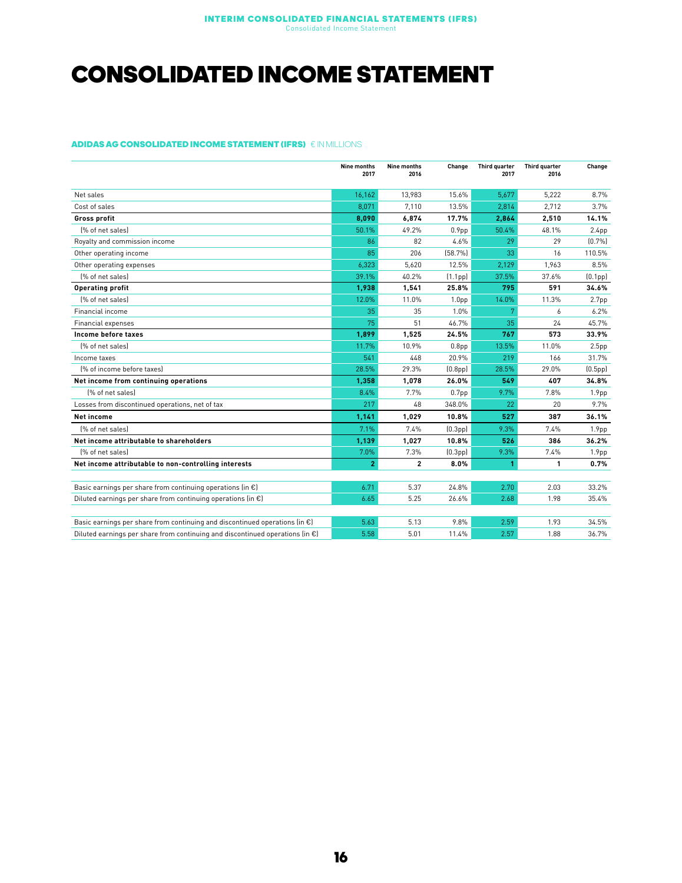# CONSOLIDATED INCOME STATEMENT

**ADIDAS AG CONSOLIDATED INCOME STATEMENT (IFRS)** € IN MILLIONS

| | Nine months 2017 | Nine months 2016 | Change | Third quarter 2017 | Third quarter 2016 | Change |
|---|---|---|---|---|---|---|
| Net sales | 16,162 | 13,983 | 15.6% | 5,677 | 5,222 | 8.7% |
| Cost of sales | 8,071 | 7,110 | 13.5% | 2,814 | 2,712 | 3.7% |
| **Gross profit** | **8,090** | **6,874** | **17.7%** | **2,864** | **2,510** | **14.1%** |
| (% of net sales) | 50.1% | 49.2% | 0.9pp | 50.4% | 48.1% | 2.4pp |
| Royalty and commission income | 86 | 82 | 4.6% | 29 | 29 | (0.7%) |
| Other operating income | 85 | 206 | (58.7%) | 33 | 16 | 110.5% |
| Other operating expenses | 6,323 | 5,620 | 12.5% | 2,129 | 1,963 | 8.5% |
| (% of net sales) | 39.1% | 40.2% | (1.1pp) | 37.5% | 37.6% | (0.1pp) |
| **Operating profit** | **1,938** | **1,541** | **25.8%** | **795** | **591** | **34.6%** |
| (% of net sales) | 12.0% | 11.0% | 1.0pp | 14.0% | 11.3% | 2.7pp |
| Financial income | 35 | 35 | 1.0% | 7 | 6 | 6.2% |
| Financial expenses | 75 | 51 | 46.7% | 35 | 24 | 45.7% |
| **Income before taxes** | **1,899** | **1,525** | **24.5%** | **767** | **573** | **33.9%** |
| (% of net sales) | 11.7% | 10.9% | 0.8pp | 13.5% | 11.0% | 2.5pp |
| Income taxes | 541 | 448 | 20.9% | 219 | 166 | 31.7% |
| (% of income before taxes) | 28.5% | 29.3% | (0.8pp) | 28.5% | 29.0% | (0.5pp) |
| **Net income from continuing operations** | **1,358** | **1,078** | **26.0%** | **549** | **407** | **34.8%** |
| (% of net sales) | 8.4% | 7.7% | 0.7pp | 9.7% | 7.8% | 1.9pp |
| Losses from discontinued operations, net of tax | 217 | 48 | 348.0% | 22 | 20 | 9.7% |
| **Net income** | **1,141** | **1,029** | **10.8%** | **527** | **387** | **36.1%** |
| (% of net sales) | 7.1% | 7.4% | (0.3pp) | 9.3% | 7.4% | 1.9pp |
| **Net income attributable to shareholders** | **1,139** | **1,027** | **10.8%** | **526** | **386** | **36.2%** |
| (% of net sales) | 7.0% | 7.3% | (0.3pp) | 9.3% | 7.4% | 1.9pp |
| **Net income attributable to non-controlling interests** | **2** | **2** | **8.0%** | **1** | **1** | **0.7%** |
| | | | | | | |
| Basic earnings per share from continuing operations (in €) | 6.71 | 5.37 | 24.8% | 2.70 | 2.03 | 33.2% |
| Diluted earnings per share from continuing operations (in €) | 6.65 | 5.25 | 26.6% | 2.68 | 1.98 | 35.4% |
| | | | | | | |
| Basic earnings per share from continuing and discontinued operations (in €) | 5.63 | 5.13 | 9.8% | 2.59 | 1.93 | 34.5% |
| Diluted earnings per share from continuing and discontinued operations (in €) | 5.58 | 5.01 | 11.4% | 2.57 | 1.88 | 36.7% |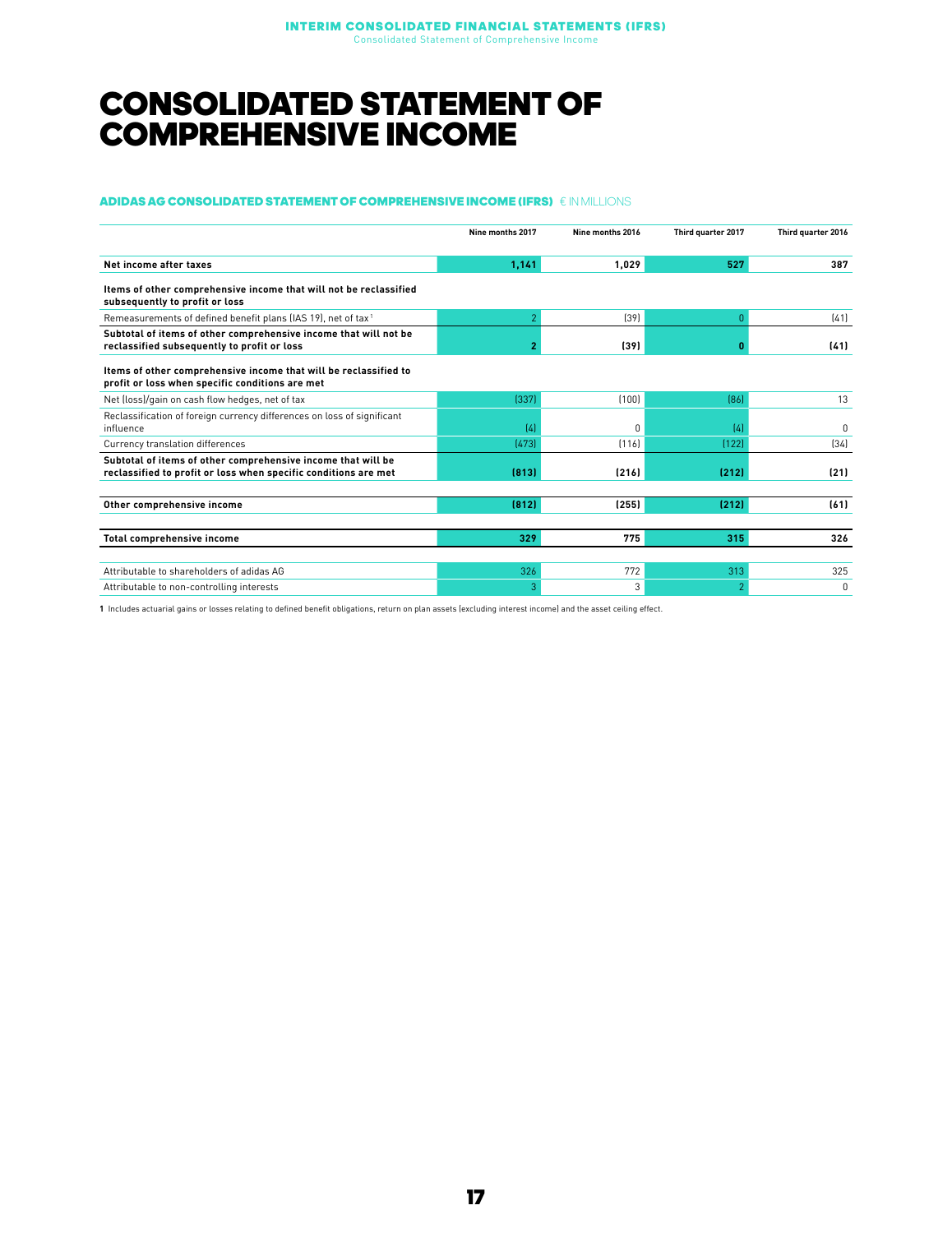# CONSOLIDATED STATEMENT OF COMPREHENSIVE INCOME

**ADIDAS AG CONSOLIDATED STATEMENT OF COMPREHENSIVE INCOME (IFRS)** € IN MILLIONS

| | Nine months 2017 | Nine months 2016 | Third quarter 2017 | Third quarter 2016 |
|---|---|---|---|---|
| **Net income after taxes** | **1,141** | **1,029** | **527** | **387** |
| **Items of other comprehensive income that will not be reclassified subsequently to profit or loss** | | | | |
| Remeasurements of defined benefit plans (IAS 19), net of tax [1] | 2 | (39) | 0 | (41) |
| **Subtotal of items of other comprehensive income that will not be reclassified subsequently to profit or loss** | **2** | **(39)** | **0** | **(41)** |
| **Items of other comprehensive income that will be reclassified to profit or loss when specific conditions are met** | | | | |
| Net (loss)/gain on cash flow hedges, net of tax | (337) | (100) | (86) | 13 |
| Reclassification of foreign currency differences on loss of significant influence | (4) | 0 | (4) | 0 |
| Currency translation differences | (473) | (116) | (122) | (34) |
| **Subtotal of items of other comprehensive income that will be reclassified to profit or loss when specific conditions are met** | **(813)** | **(216)** | **(212)** | **(21)** |
| **Other comprehensive income** | **(812)** | **(255)** | **(212)** | **(61)** |
| **Total comprehensive income** | **329** | **775** | **315** | **326** |
| Attributable to shareholders of adidas AG | 326 | 772 | 313 | 325 |
| Attributable to non-controlling interests | 3 | 3 | 2 | 0 |

**1** Includes actuarial gains or losses relating to defined benefit obligations, return on plan assets (excluding interest income) and the asset ceiling effect.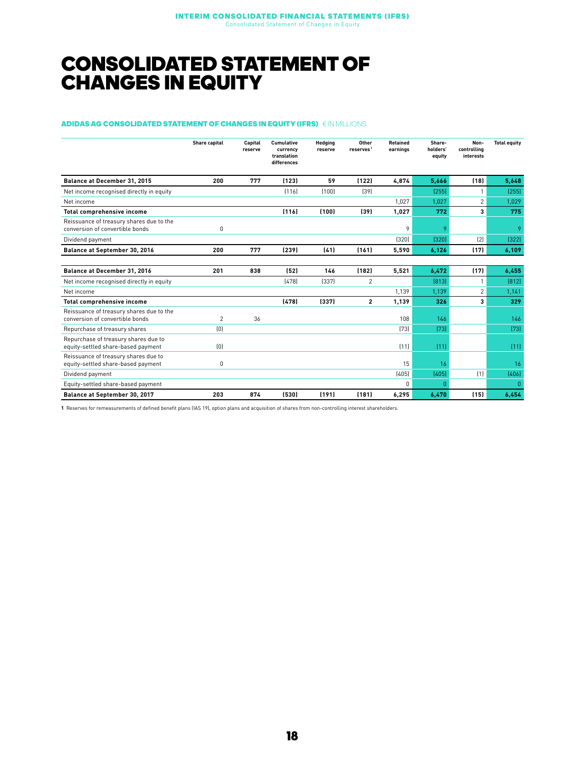# CONSOLIDATED STATEMENT OF CHANGES IN EQUITY

**ADIDAS AG CONSOLIDATED STATEMENT OF CHANGES IN EQUITY (IFRS)** € IN MILLIONS

| | Share capital | Capital reserve | Cumulative currency translation differences | Hedging reserve | Other reserves [1] | Retained earnings | Share-holders' equity | Non-controlling interests | Total equity |
|---|---|---|---|---|---|---|---|---|---|
| **Balance at December 31, 2015** | **200** | **777** | **(123)** | **59** | **(122)** | **4,874** | **5,666** | **(18)** | **5,648** |
| Net income recognised directly in equity | | | (116) | (100) | (39) | | (255) | 1 | (255) |
| Net income | | | | | | 1,027 | 1,027 | 2 | 1,029 |
| **Total comprehensive income** | | | **(116)** | **(100)** | **(39)** | **1,027** | **772** | **3** | **775** |
| Reissuance of treasury shares due to the conversion of convertible bonds | 0 | | | | | 9 | 9 | | 9 |
| Dividend payment | | | | | | (320) | (320) | (2) | (322) |
| **Balance at September 30, 2016** | **200** | **777** | **(239)** | **(41)** | **(161)** | **5,590** | **6,126** | **(17)** | **6,109** |
| | | | | | | | | | |
| **Balance at December 31, 2016** | **201** | **838** | **(52)** | **146** | **(182)** | **5,521** | **6,472** | **(17)** | **6,455** |
| Net income recognised directly in equity | | | (478) | (337) | 2 | | (813) | 1 | (812) |
| Net income | | | | | | 1,139 | 1,139 | 2 | 1,141 |
| **Total comprehensive income** | | | **(478)** | **(337)** | **2** | **1,139** | **326** | **3** | **329** |
| Reissuance of treasury shares due to the conversion of convertible bonds | 2 | 36 | | | | 108 | 146 | | 146 |
| Repurchase of treasury shares | (0) | | | | | (73) | (73) | | (73) |
| Repurchase of treasury shares due to equity-settled share-based payment | (0) | | | | | (11) | (11) | | (11) |
| Reissuance of treasury shares due to equity-settled share-based payment | 0 | | | | | 15 | 16 | | 16 |
| Dividend payment | | | | | | (405) | (405) | (1) | (406) |
| Equity-settled share-based payment | | | | | | 0 | 0 | | 0 |
| **Balance at September 30, 2017** | **203** | **874** | **(530)** | **(191)** | **(181)** | **6,295** | **6,470** | **(15)** | **6,454** |

**1** Reserves for remeasurements of defined benefit plans (IAS 19), option plans and acquisition of shares from non-controlling interest shareholders.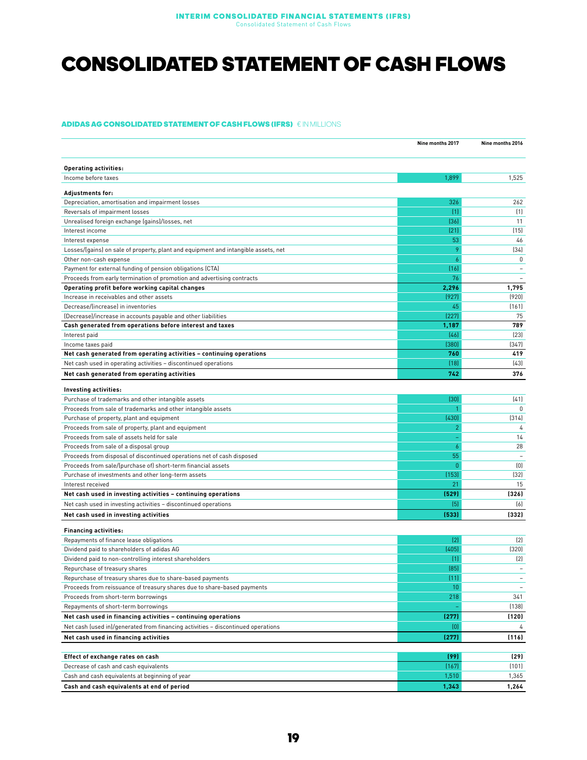# CONSOLIDATED STATEMENT OF CASH FLOWS

**ADIDAS AG CONSOLIDATED STATEMENT OF CASH FLOWS (IFRS)** € IN MILLIONS

| | Nine months 2017 | Nine months 2016 |
|---|---|---|
| **Operating activities:** | | |
| Income before taxes | 1,899 | 1,525 |
| **Adjustments for:** | | |
| Depreciation, amortisation and impairment losses | 326 | 262 |
| Reversals of impairment losses | (1) | (1) |
| Unrealised foreign exchange (gains)/losses, net | (36) | 11 |
| Interest income | (21) | (15) |
| Interest expense | 53 | 46 |
| Losses/(gains) on sale of property, plant and equipment and intangible assets, net | 9 | (34) |
| Other non-cash expense | 6 | 0 |
| Payment for external funding of pension obligations (CTA) | (16) | – |
| Proceeds from early termination of promotion and advertising contracts | 76 | – |
| **Operating profit before working capital changes** | **2,296** | **1,795** |
| Increase in receivables and other assets | (927) | (920) |
| Decrease/(increase) in inventories | 45 | (161) |
| (Decrease)/increase in accounts payable and other liabilities | (227) | 75 |
| **Cash generated from operations before interest and taxes** | **1,187** | **789** |
| Interest paid | (46) | (23) |
| Income taxes paid | (380) | (347) |
| **Net cash generated from operating activities – continuing operations** | **760** | **419** |
| Net cash used in operating activities – discontinued operations | (18) | (43) |
| **Net cash generated from operating activities** | **742** | **376** |
| **Investing activities:** | | |
| Purchase of trademarks and other intangible assets | (30) | (41) |
| Proceeds from sale of trademarks and other intangible assets | 1 | 0 |
| Purchase of property, plant and equipment | (430) | (314) |
| Proceeds from sale of property, plant and equipment | 2 | 4 |
| Proceeds from sale of assets held for sale | – | 14 |
| Proceeds from sale of a disposal group | 6 | 28 |
| Proceeds from disposal of discontinued operations net of cash disposed | 55 | – |
| Proceeds from sale/(purchase of) short-term financial assets | 0 | (0) |
| Purchase of investments and other long-term assets | (153) | (32) |
| Interest received | 21 | 15 |
| **Net cash used in investing activities – continuing operations** | **(529)** | **(326)** |
| Net cash used in investing activities – discontinued operations | (5) | (6) |
| **Net cash used in investing activities** | **(533)** | **(332)** |
| **Financing activities:** | | |
| Repayments of finance lease obligations | (2) | (2) |
| Dividend paid to shareholders of adidas AG | (405) | (320) |
| Dividend paid to non-controlling interest shareholders | (1) | (2) |
| Repurchase of treasury shares | (85) | – |
| Repurchase of treasury shares due to share-based payments | (11) | – |
| Proceeds from reissuance of treasury shares due to share-based payments | 10 | – |
| Proceeds from short-term borrowings | 218 | 341 |
| Repayments of short-term borrowings | – | (138) |
| **Net cash used in financing activities – continuing operations** | **(277)** | **(120)** |
| Net cash (used in)/generated from financing activities – discontinued operations | (0) | 4 |
| **Net cash used in financing activities** | **(277)** | **(116)** |
| **Effect of exchange rates on cash** | **(99)** | **(29)** |
| Decrease of cash and cash equivalents | (167) | (101) |
| Cash and cash equivalents at beginning of year | 1,510 | 1,365 |
| **Cash and cash equivalents at end of period** | **1,343** | **1,264** |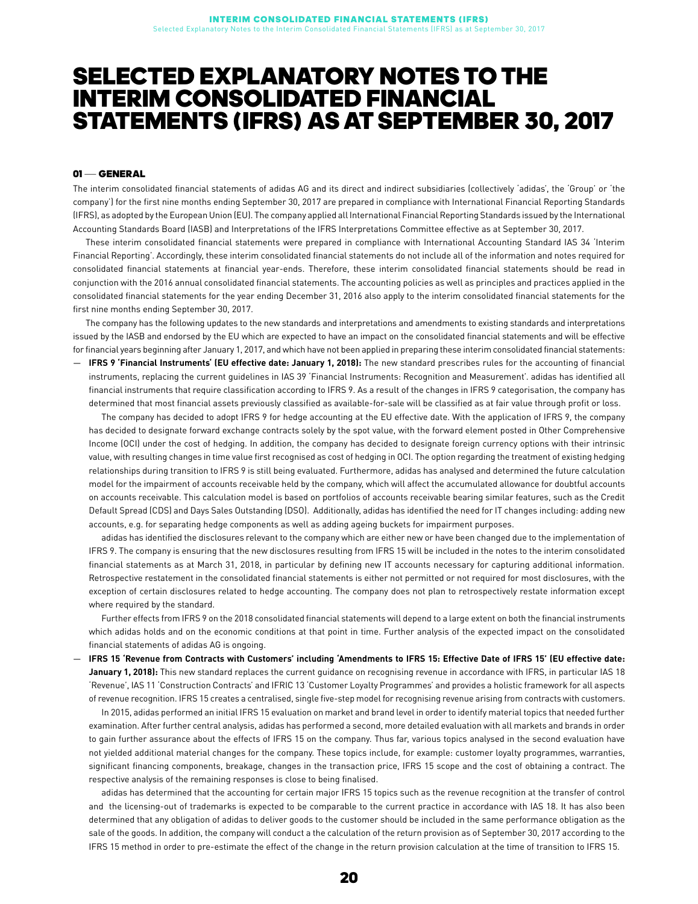# SELECTED EXPLANATORY NOTES TO THE INTERIM CONSOLIDATED FINANCIAL STATEMENTS (IFRS) AS AT SEPTEMBER 30, 2017

## 01 — GENERAL

The interim consolidated financial statements of adidas AG and its direct and indirect subsidiaries (collectively 'adidas', the 'Group' or 'the company') for the first nine months ending September 30, 2017 are prepared in compliance with International Financial Reporting Standards (IFRS), as adopted by the European Union (EU). The company applied all International Financial Reporting Standards issued by the International Accounting Standards Board (IASB) and Interpretations of the IFRS Interpretations Committee effective as at September 30, 2017.

These interim consolidated financial statements were prepared in compliance with International Accounting Standard IAS 34 'Interim Financial Reporting'. Accordingly, these interim consolidated financial statements do not include all of the information and notes required for consolidated financial statements at financial year-ends. Therefore, these interim consolidated financial statements should be read in conjunction with the 2016 annual consolidated financial statements. The accounting policies as well as principles and practices applied in the consolidated financial statements for the year ending December 31, 2016 also apply to the interim consolidated financial statements for the first nine months ending September 30, 2017.

The company has the following updates to the new standards and interpretations and amendments to existing standards and interpretations issued by the IASB and endorsed by the EU which are expected to have an impact on the consolidated financial statements and will be effective for financial years beginning after January 1, 2017, and which have not been applied in preparing these interim consolidated financial statements:

— **IFRS 9 'Financial Instruments' (EU effective date: January 1, 2018):** The new standard prescribes rules for the accounting of financial instruments, replacing the current guidelines in IAS 39 'Financial Instruments: Recognition and Measurement'. adidas has identified all financial instruments that require classification according to IFRS 9. As a result of the changes in IFRS 9 categorisation, the company has determined that most financial assets previously classified as available-for-sale will be classified as at fair value through profit or loss.

  The company has decided to adopt IFRS 9 for hedge accounting at the EU effective date. With the application of IFRS 9, the company has decided to designate forward exchange contracts solely by the spot value, with the forward element posted in Other Comprehensive Income (OCI) under the cost of hedging. In addition, the company has decided to designate foreign currency options with their intrinsic value, with resulting changes in time value first recognised as cost of hedging in OCI. The option regarding the treatment of existing hedging relationships during transition to IFRS 9 is still being evaluated. Furthermore, adidas has analysed and determined the future calculation model for the impairment of accounts receivable held by the company, which will affect the accumulated allowance for doubtful accounts on accounts receivable. This calculation model is based on portfolios of accounts receivable bearing similar features, such as the Credit Default Spread (CDS) and Days Sales Outstanding (DSO). Additionally, adidas has identified the need for IT changes including: adding new accounts, e.g. for separating hedge components as well as adding ageing buckets for impairment purposes.

  adidas has identified the disclosures relevant to the company which are either new or have been changed due to the implementation of IFRS 9. The company is ensuring that the new disclosures resulting from IFRS 15 will be included in the notes to the interim consolidated financial statements as at March 31, 2018, in particular by defining new IT accounts necessary for capturing additional information. Retrospective restatement in the consolidated financial statements is either not permitted or not required for most disclosures, with the exception of certain disclosures related to hedge accounting. The company does not plan to retrospectively restate information except where required by the standard.

  Further effects from IFRS 9 on the 2018 consolidated financial statements will depend to a large extent on both the financial instruments which adidas holds and on the economic conditions at that point in time. Further analysis of the expected impact on the consolidated financial statements of adidas AG is ongoing.

— **IFRS 15 'Revenue from Contracts with Customers' including 'Amendments to IFRS 15: Effective Date of IFRS 15' (EU effective date: January 1, 2018):** This new standard replaces the current guidance on recognising revenue in accordance with IFRS, in particular IAS 18 'Revenue', IAS 11 'Construction Contracts' and IFRIC 13 'Customer Loyalty Programmes' and provides a holistic framework for all aspects of revenue recognition. IFRS 15 creates a centralised, single five-step model for recognising revenue arising from contracts with customers.

  In 2015, adidas performed an initial IFRS 15 evaluation on market and brand level in order to identify material topics that needed further examination. After further central analysis, adidas has performed a second, more detailed evaluation with all markets and brands in order to gain further assurance about the effects of IFRS 15 on the company. Thus far, various topics analysed in the second evaluation have not yielded additional material changes for the company. These topics include, for example: customer loyalty programmes, warranties, significant financing components, breakage, changes in the transaction price, IFRS 15 scope and the cost of obtaining a contract. The respective analysis of the remaining responses is close to being finalised.

  adidas has determined that the accounting for certain major IFRS 15 topics such as the revenue recognition at the transfer of control and the licensing-out of trademarks is expected to be comparable to the current practice in accordance with IAS 18. It has also been determined that any obligation of adidas to deliver goods to the customer should be included in the same performance obligation as the sale of the goods. In addition, the company will conduct a the calculation of the return provision as of September 30, 2017 according to the IFRS 15 method in order to pre-estimate the effect of the change in the return provision calculation at the time of transition to IFRS 15.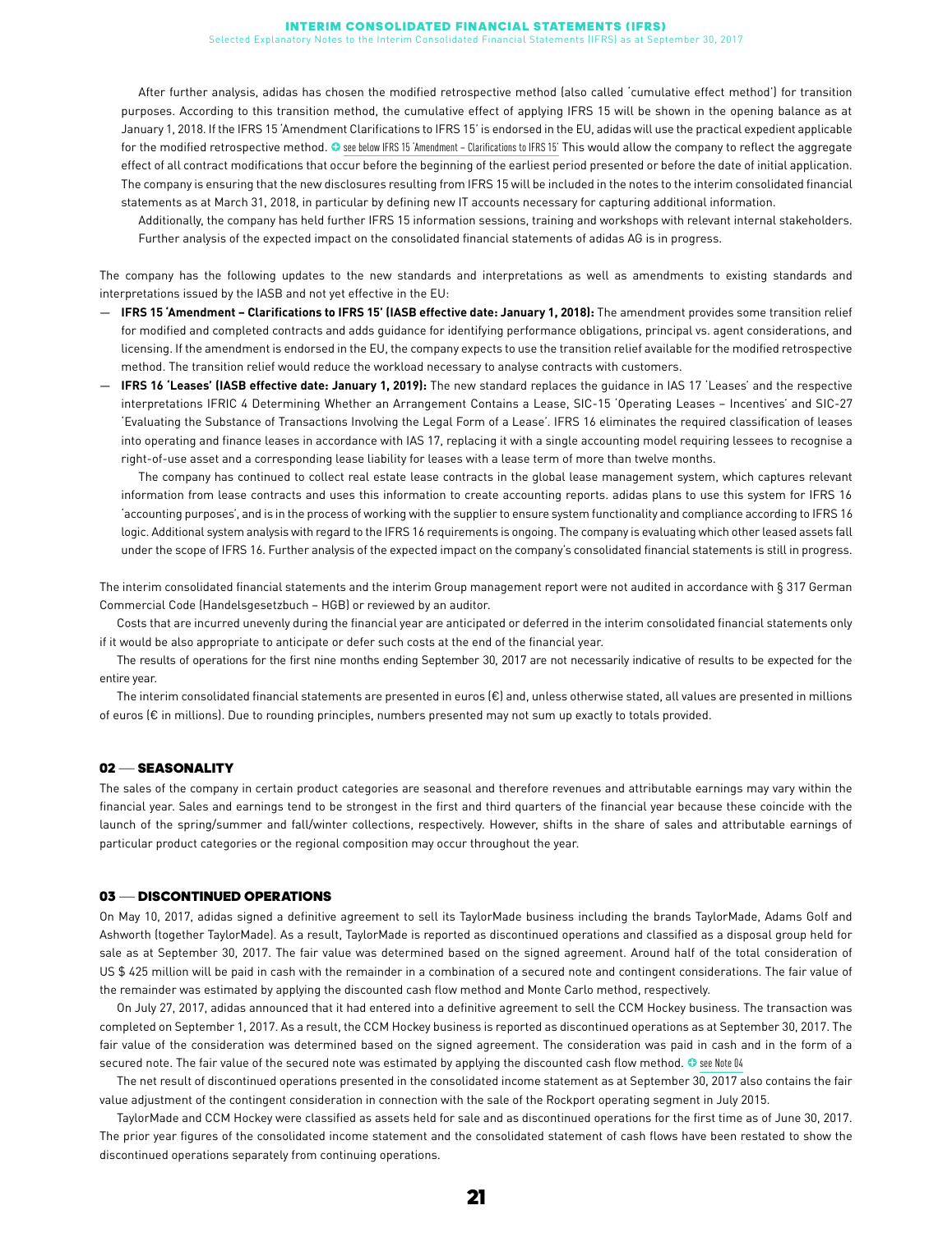After further analysis, adidas has chosen the modified retrospective method (also called 'cumulative effect method') for transition purposes. According to this transition method, the cumulative effect of applying IFRS 15 will be shown in the opening balance as at January 1, 2018. If the IFRS 15 'Amendment Clarifications to IFRS 15' is endorsed in the EU, adidas will use the practical expedient applicable for the modified retrospective method. see below IFRS 15 'Amendment – Clarifications to IFRS 15' This would allow the company to reflect the aggregate effect of all contract modifications that occur before the beginning of the earliest period presented or before the date of initial application. The company is ensuring that the new disclosures resulting from IFRS 15 will be included in the notes to the interim consolidated financial statements as at March 31, 2018, in particular by defining new IT accounts necessary for capturing additional information.

Additionally, the company has held further IFRS 15 information sessions, training and workshops with relevant internal stakeholders. Further analysis of the expected impact on the consolidated financial statements of adidas AG is in progress.

The company has the following updates to the new standards and interpretations as well as amendments to existing standards and interpretations issued by the IASB and not yet effective in the EU:

- **IFRS 15 'Amendment – Clarifications to IFRS 15' (IASB effective date: January 1, 2018):** The amendment provides some transition relief for modified and completed contracts and adds guidance for identifying performance obligations, principal vs. agent considerations, and licensing. If the amendment is endorsed in the EU, the company expects to use the transition relief available for the modified retrospective method. The transition relief would reduce the workload necessary to analyse contracts with customers.
- **IFRS 16 'Leases' (IASB effective date: January 1, 2019):** The new standard replaces the guidance in IAS 17 'Leases' and the respective interpretations IFRIC 4 Determining Whether an Arrangement Contains a Lease, SIC-15 'Operating Leases – Incentives' and SIC-27 'Evaluating the Substance of Transactions Involving the Legal Form of a Lease'. IFRS 16 eliminates the required classification of leases into operating and finance leases in accordance with IAS 17, replacing it with a single accounting model requiring lessees to recognise a right-of-use asset and a corresponding lease liability for leases with a lease term of more than twelve months.

  The company has continued to collect real estate lease contracts in the global lease management system, which captures relevant information from lease contracts and uses this information to create accounting reports. adidas plans to use this system for IFRS 16 'accounting purposes', and is in the process of working with the supplier to ensure system functionality and compliance according to IFRS 16 logic. Additional system analysis with regard to the IFRS 16 requirements is ongoing. The company is evaluating which other leased assets fall under the scope of IFRS 16. Further analysis of the expected impact on the company's consolidated financial statements is still in progress.

The interim consolidated financial statements and the interim Group management report were not audited in accordance with § 317 German Commercial Code (Handelsgesetzbuch – HGB) or reviewed by an auditor.

Costs that are incurred unevenly during the financial year are anticipated or deferred in the interim consolidated financial statements only if it would be also appropriate to anticipate or defer such costs at the end of the financial year.

The results of operations for the first nine months ending September 30, 2017 are not necessarily indicative of results to be expected for the entire year.

The interim consolidated financial statements are presented in euros (€) and, unless otherwise stated, all values are presented in millions of euros (€ in millions). Due to rounding principles, numbers presented may not sum up exactly to totals provided.

## 02 — SEASONALITY

The sales of the company in certain product categories are seasonal and therefore revenues and attributable earnings may vary within the financial year. Sales and earnings tend to be strongest in the first and third quarters of the financial year because these coincide with the launch of the spring/summer and fall/winter collections, respectively. However, shifts in the share of sales and attributable earnings of particular product categories or the regional composition may occur throughout the year.

## 03 — DISCONTINUED OPERATIONS

On May 10, 2017, adidas signed a definitive agreement to sell its TaylorMade business including the brands TaylorMade, Adams Golf and Ashworth (together TaylorMade). As a result, TaylorMade is reported as discontinued operations and classified as a disposal group held for sale as at September 30, 2017. The fair value was determined based on the signed agreement. Around half of the total consideration of US $ 425 million will be paid in cash with the remainder in a combination of a secured note and contingent considerations. The fair value of the remainder was estimated by applying the discounted cash flow method and Monte Carlo method, respectively.

On July 27, 2017, adidas announced that it had entered into a definitive agreement to sell the CCM Hockey business. The transaction was completed on September 1, 2017. As a result, the CCM Hockey business is reported as discontinued operations as at September 30, 2017. The fair value of the consideration was determined based on the signed agreement. The consideration was paid in cash and in the form of a secured note. The fair value of the secured note was estimated by applying the discounted cash flow method. see Note 04

The net result of discontinued operations presented in the consolidated income statement as at September 30, 2017 also contains the fair value adjustment of the contingent consideration in connection with the sale of the Rockport operating segment in July 2015.

TaylorMade and CCM Hockey were classified as assets held for sale and as discontinued operations for the first time as of June 30, 2017. The prior year figures of the consolidated income statement and the consolidated statement of cash flows have been restated to show the discontinued operations separately from continuing operations.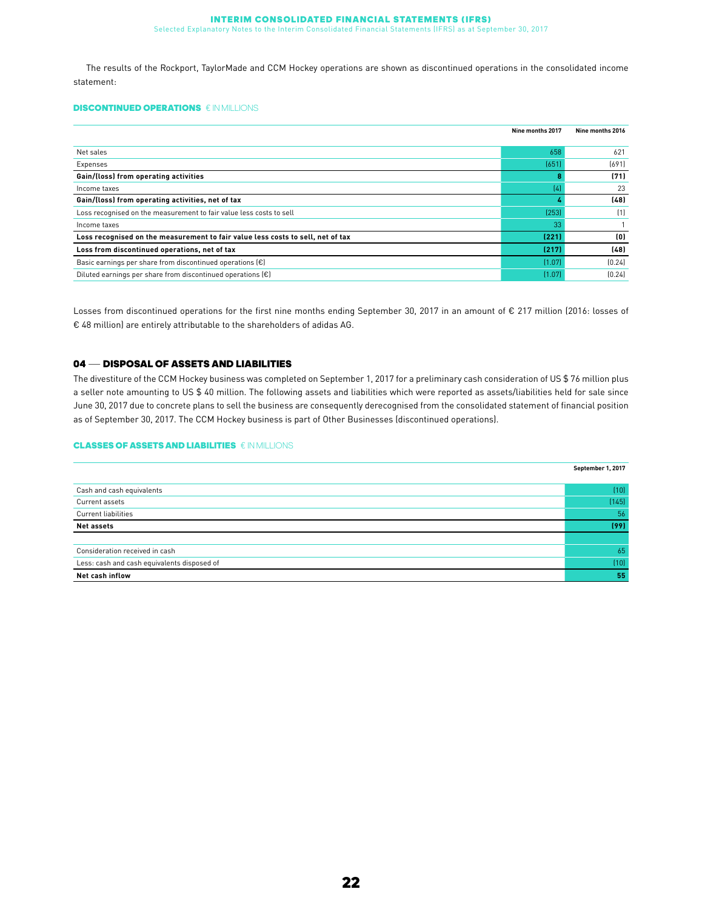The results of the Rockport, TaylorMade and CCM Hockey operations are shown as discontinued operations in the consolidated income statement:

**DISCONTINUED OPERATIONS** € IN MILLIONS

| | Nine months 2017 | Nine months 2016 |
|---|---|---|
| Net sales | 658 | 621 |
| Expenses | (651) | (691) |
| **Gain/(loss) from operating activities** | **8** | **(71)** |
| Income taxes | (4) | 23 |
| **Gain/(loss) from operating activities, net of tax** | **4** | **(48)** |
| Loss recognised on the measurement to fair value less costs to sell | (253) | (1) |
| Income taxes | 33 | 1 |
| **Loss recognised on the measurement to fair value less costs to sell, net of tax** | **(221)** | **(0)** |
| **Loss from discontinued operations, net of tax** | **(217)** | **(48)** |
| Basic earnings per share from discontinued operations (€) | (1.07) | (0.24) |
| Diluted earnings per share from discontinued operations (€) | (1.07) | (0.24) |

Losses from discontinued operations for the first nine months ending September 30, 2017 in an amount of € 217 million (2016: losses of € 48 million) are entirely attributable to the shareholders of adidas AG.

## 04 — DISPOSAL OF ASSETS AND LIABILITIES

The divestiture of the CCM Hockey business was completed on September 1, 2017 for a preliminary cash consideration of US $ 76 million plus a seller note amounting to US $ 40 million. The following assets and liabilities which were reported as assets/liabilities held for sale since June 30, 2017 due to concrete plans to sell the business are consequently derecognised from the consolidated statement of financial position as of September 30, 2017. The CCM Hockey business is part of Other Businesses (discontinued operations).

**CLASSES OF ASSETS AND LIABILITIES** € IN MILLIONS

| | September 1, 2017 |
|---|---|
| Cash and cash equivalents | (10) |
| Current assets | (145) |
| Current liabilities | 56 |
| **Net assets** | **(99)** |
| | |
| Consideration received in cash | 65 |
| Less: cash and cash equivalents disposed of | (10) |
| **Net cash inflow** | **55** |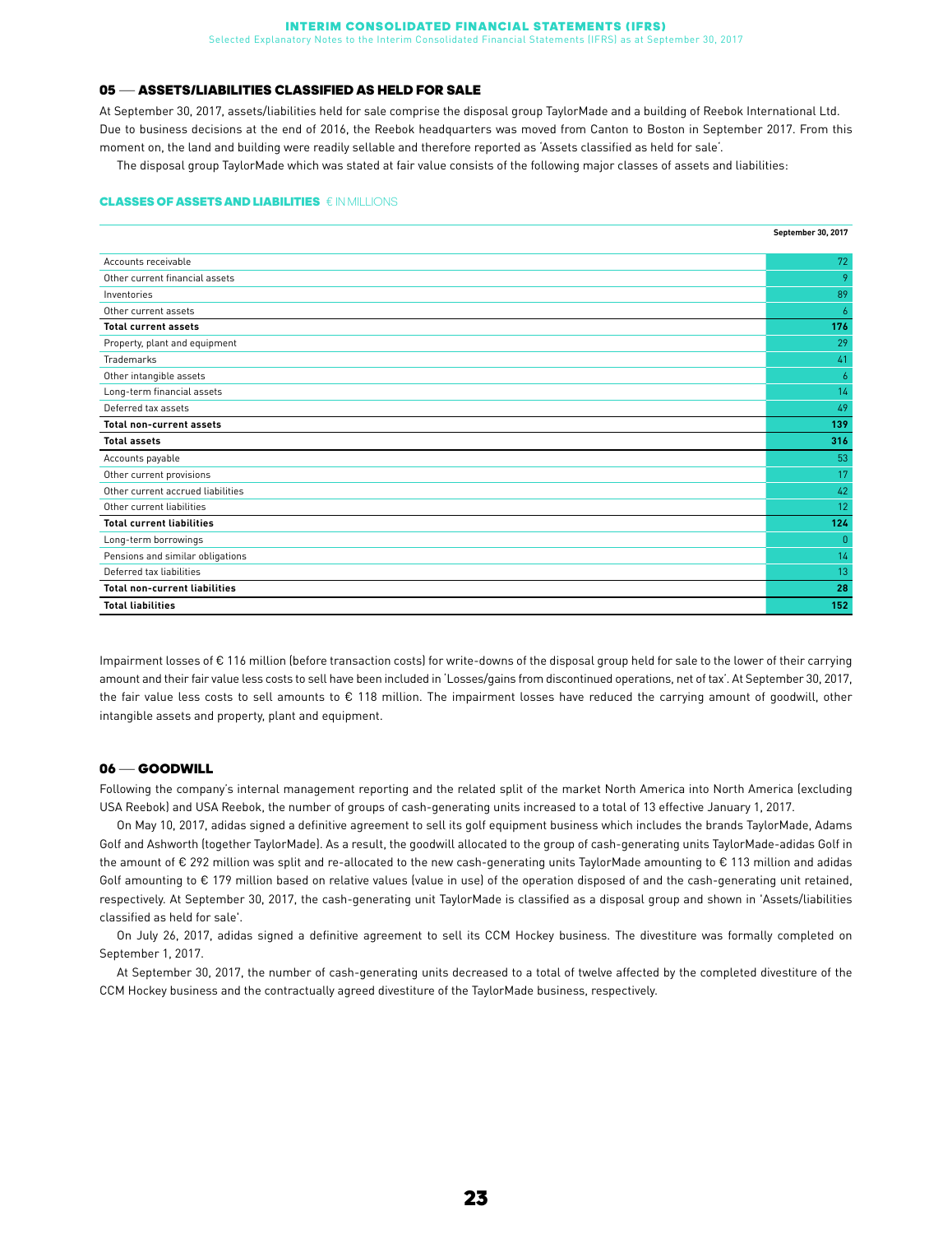## 05 — ASSETS/LIABILITIES CLASSIFIED AS HELD FOR SALE

At September 30, 2017, assets/liabilities held for sale comprise the disposal group TaylorMade and a building of Reebok International Ltd. Due to business decisions at the end of 2016, the Reebok headquarters was moved from Canton to Boston in September 2017. From this moment on, the land and building were readily sellable and therefore reported as 'Assets classified as held for sale'.

The disposal group TaylorMade which was stated at fair value consists of the following major classes of assets and liabilities:

**CLASSES OF ASSETS AND LIABILITIES** € IN MILLIONS

| | September 30, 2017 |
|---|---|
| Accounts receivable | 72 |
| Other current financial assets | 9 |
| Inventories | 89 |
| Other current assets | 6 |
| **Total current assets** | **176** |
| Property, plant and equipment | 29 |
| Trademarks | 41 |
| Other intangible assets | 6 |
| Long-term financial assets | 14 |
| Deferred tax assets | 49 |
| **Total non-current assets** | **139** |
| **Total assets** | **316** |
| Accounts payable | 53 |
| Other current provisions | 17 |
| Other current accrued liabilities | 42 |
| Other current liabilities | 12 |
| **Total current liabilities** | **124** |
| Long-term borrowings | 0 |
| Pensions and similar obligations | 14 |
| Deferred tax liabilities | 13 |
| **Total non-current liabilities** | **28** |
| **Total liabilities** | **152** |

Impairment losses of € 116 million (before transaction costs) for write-downs of the disposal group held for sale to the lower of their carrying amount and their fair value less costs to sell have been included in 'Losses/gains from discontinued operations, net of tax'. At September 30, 2017, the fair value less costs to sell amounts to € 118 million. The impairment losses have reduced the carrying amount of goodwill, other intangible assets and property, plant and equipment.

## 06 — GOODWILL

Following the company's internal management reporting and the related split of the market North America into North America (excluding USA Reebok) and USA Reebok, the number of groups of cash-generating units increased to a total of 13 effective January 1, 2017.

On May 10, 2017, adidas signed a definitive agreement to sell its golf equipment business which includes the brands TaylorMade, Adams Golf and Ashworth (together TaylorMade). As a result, the goodwill allocated to the group of cash-generating units TaylorMade-adidas Golf in the amount of € 292 million was split and re-allocated to the new cash-generating units TaylorMade amounting to € 113 million and adidas Golf amounting to € 179 million based on relative values (value in use) of the operation disposed of and the cash-generating unit retained, respectively. At September 30, 2017, the cash-generating unit TaylorMade is classified as a disposal group and shown in 'Assets/liabilities classified as held for sale'.

On July 26, 2017, adidas signed a definitive agreement to sell its CCM Hockey business. The divestiture was formally completed on September 1, 2017.

At September 30, 2017, the number of cash-generating units decreased to a total of twelve affected by the completed divestiture of the CCM Hockey business and the contractually agreed divestiture of the TaylorMade business, respectively.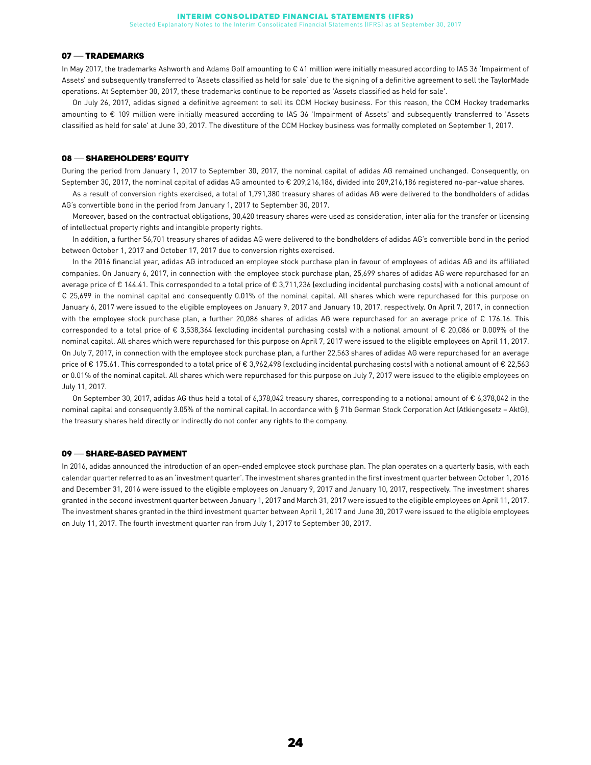## 07 — TRADEMARKS

In May 2017, the trademarks Ashworth and Adams Golf amounting to € 41 million were initially measured according to IAS 36 'Impairment of Assets' and subsequently transferred to 'Assets classified as held for sale' due to the signing of a definitive agreement to sell the TaylorMade operations. At September 30, 2017, these trademarks continue to be reported as 'Assets classified as held for sale'.

On July 26, 2017, adidas signed a definitive agreement to sell its CCM Hockey business. For this reason, the CCM Hockey trademarks amounting to € 109 million were initially measured according to IAS 36 'Impairment of Assets' and subsequently transferred to 'Assets classified as held for sale' at June 30, 2017. The divestiture of the CCM Hockey business was formally completed on September 1, 2017.

## 08 — SHAREHOLDERS' EQUITY

During the period from January 1, 2017 to September 30, 2017, the nominal capital of adidas AG remained unchanged. Consequently, on September 30, 2017, the nominal capital of adidas AG amounted to € 209,216,186, divided into 209,216,186 registered no-par-value shares.

As a result of conversion rights exercised, a total of 1,791,380 treasury shares of adidas AG were delivered to the bondholders of adidas AG's convertible bond in the period from January 1, 2017 to September 30, 2017.

Moreover, based on the contractual obligations, 30,420 treasury shares were used as consideration, inter alia for the transfer or licensing of intellectual property rights and intangible property rights.

In addition, a further 56,701 treasury shares of adidas AG were delivered to the bondholders of adidas AG's convertible bond in the period between October 1, 2017 and October 17, 2017 due to conversion rights exercised.

In the 2016 financial year, adidas AG introduced an employee stock purchase plan in favour of employees of adidas AG and its affiliated companies. On January 6, 2017, in connection with the employee stock purchase plan, 25,699 shares of adidas AG were repurchased for an average price of € 144.41. This corresponded to a total price of € 3,711,236 (excluding incidental purchasing costs) with a notional amount of € 25,699 in the nominal capital and consequently 0.01% of the nominal capital. All shares which were repurchased for this purpose on January 6, 2017 were issued to the eligible employees on January 9, 2017 and January 10, 2017, respectively. On April 7, 2017, in connection with the employee stock purchase plan, a further 20,086 shares of adidas AG were repurchased for an average price of € 176.16. This corresponded to a total price of € 3,538,364 (excluding incidental purchasing costs) with a notional amount of € 20,086 or 0.009% of the nominal capital. All shares which were repurchased for this purpose on April 7, 2017 were issued to the eligible employees on April 11, 2017. On July 7, 2017, in connection with the employee stock purchase plan, a further 22,563 shares of adidas AG were repurchased for an average price of € 175.61. This corresponded to a total price of € 3,962,498 (excluding incidental purchasing costs) with a notional amount of € 22,563 or 0.01% of the nominal capital. All shares which were repurchased for this purpose on July 7, 2017 were issued to the eligible employees on July 11, 2017.

On September 30, 2017, adidas AG thus held a total of 6,378,042 treasury shares, corresponding to a notional amount of € 6,378,042 in the nominal capital and consequently 3.05% of the nominal capital. In accordance with § 71b German Stock Corporation Act (Atkiengesetz – AktG), the treasury shares held directly or indirectly do not confer any rights to the company.

## 09 — SHARE-BASED PAYMENT

In 2016, adidas announced the introduction of an open-ended employee stock purchase plan. The plan operates on a quarterly basis, with each calendar quarter referred to as an 'investment quarter'. The investment shares granted in the first investment quarter between October 1, 2016 and December 31, 2016 were issued to the eligible employees on January 9, 2017 and January 10, 2017, respectively. The investment shares granted in the second investment quarter between January 1, 2017 and March 31, 2017 were issued to the eligible employees on April 11, 2017. The investment shares granted in the third investment quarter between April 1, 2017 and June 30, 2017 were issued to the eligible employees on July 11, 2017. The fourth investment quarter ran from July 1, 2017 to September 30, 2017.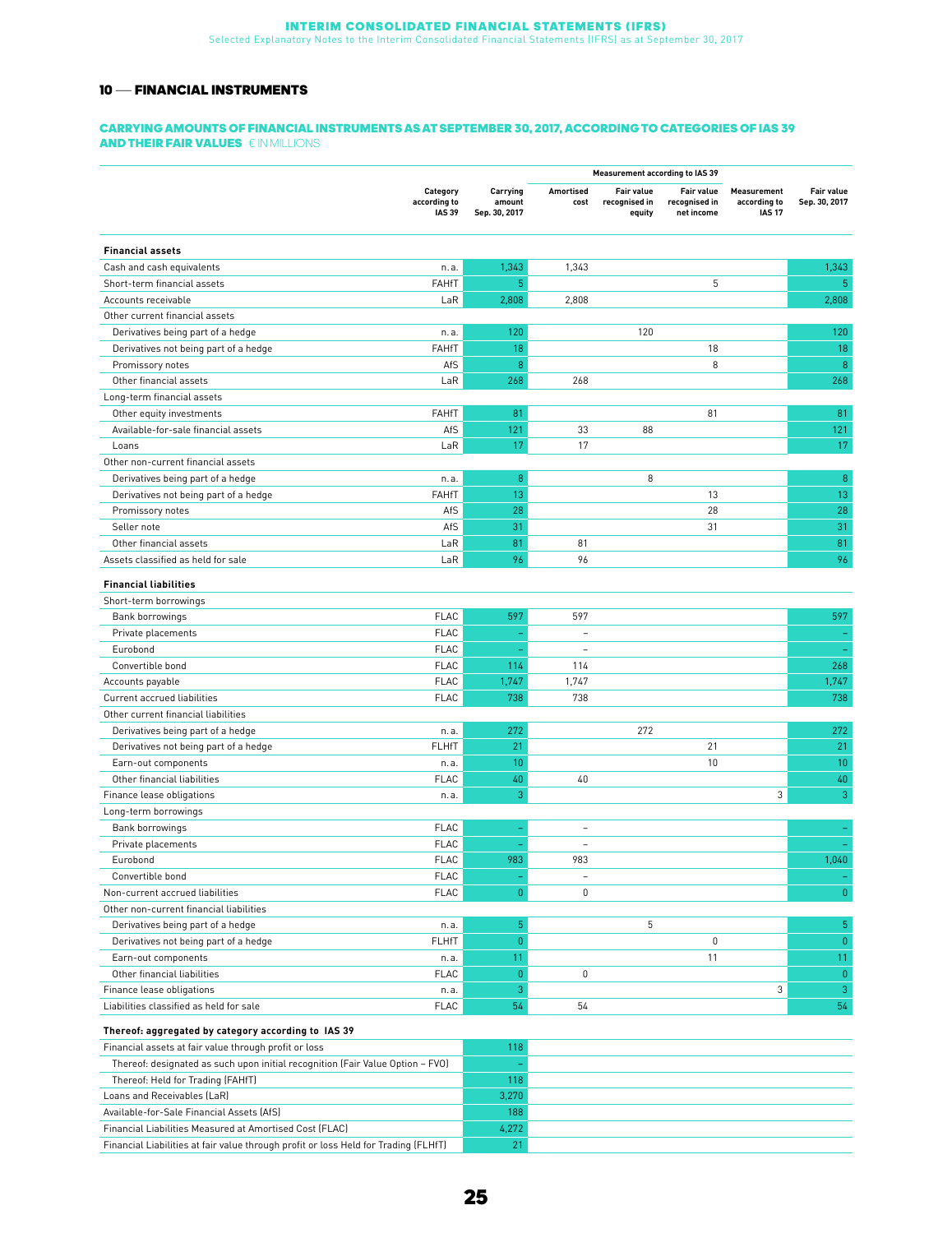## 10 — FINANCIAL INSTRUMENTS

### CARRYING AMOUNTS OF FINANCIAL INSTRUMENTS AS AT SEPTEMBER 30, 2017, ACCORDING TO CATEGORIES OF IAS 39 AND THEIR FAIR VALUES € IN MILLIONS

| | | | Measurement according to IAS 39 | | | | |
|---|---|---|---|---|---|---|---|
| | Category according to IAS 39 | Carrying amount Sep. 30, 2017 | Amortised cost | Fair value recognised in equity | Fair value recognised in net income | Measurement according to IAS 17 | Fair value Sep. 30, 2017 |
| **Financial assets** | | | | | | | |
| Cash and cash equivalents | n.a. | 1,343 | 1,343 | | | | 1,343 |
| Short-term financial assets | FAHfT | 5 | | | 5 | | 5 |
| Accounts receivable | LaR | 2,808 | 2,808 | | | | 2,808 |
| Other current financial assets | | | | | | | |
| Derivatives being part of a hedge | n.a. | 120 | | 120 | | | 120 |
| Derivatives not being part of a hedge | FAHfT | 18 | | | 18 | | 18 |
| Promissory notes | AfS | 8 | | | 8 | | 8 |
| Other financial assets | LaR | 268 | 268 | | | | 268 |
| Long-term financial assets | | | | | | | |
| Other equity investments | FAHfT | 81 | | | 81 | | 81 |
| Available-for-sale financial assets | AfS | 121 | 33 | 88 | | | 121 |
| Loans | LaR | 17 | 17 | | | | 17 |
| Other non-current financial assets | | | | | | | |
| Derivatives being part of a hedge | n.a. | 8 | | 8 | | | 8 |
| Derivatives not being part of a hedge | FAHfT | 13 | | | 13 | | 13 |
| Promissory notes | AfS | 28 | | | 28 | | 28 |
| Seller note | AfS | 31 | | | 31 | | 31 |
| Other financial assets | LaR | 81 | 81 | | | | 81 |
| Assets classified as held for sale | LaR | 96 | 96 | | | | 96 |
| **Financial liabilities** | | | | | | | |
| Short-term borrowings | | | | | | | |
| Bank borrowings | FLAC | 597 | 597 | | | | 597 |
| Private placements | FLAC | – | – | | | | – |
| Eurobond | FLAC | – | – | | | | – |
| Convertible bond | FLAC | 114 | 114 | | | | 268 |
| Accounts payable | FLAC | 1,747 | 1,747 | | | | 1,747 |
| Current accrued liabilities | FLAC | 738 | 738 | | | | 738 |
| Other current financial liabilities | | | | | | | |
| Derivatives being part of a hedge | n.a. | 272 | | 272 | | | 272 |
| Derivatives not being part of a hedge | FLHfT | 21 | | | 21 | | 21 |
| Earn-out components | n.a. | 10 | | | 10 | | 10 |
| Other financial liabilities | FLAC | 40 | 40 | | | | 40 |
| Finance lease obligations | n.a. | 3 | | | | 3 | 3 |
| Long-term borrowings | | | | | | | |
| Bank borrowings | FLAC | – | – | | | | – |
| Private placements | FLAC | – | – | | | | – |
| Eurobond | FLAC | 983 | 983 | | | | 1,040 |
| Convertible bond | FLAC | – | – | | | | – |
| Non-current accrued liabilities | FLAC | 0 | 0 | | | | 0 |
| Other non-current financial liabilities | | | | | | | |
| Derivatives being part of a hedge | n.a. | 5 | | 5 | | | 5 |
| Derivatives not being part of a hedge | FLHfT | 0 | | | 0 | | 0 |
| Earn-out components | n.a. | 11 | | | 11 | | 11 |
| Other financial liabilities | FLAC | 0 | 0 | | | | 0 |
| Finance lease obligations | n.a. | 3 | | | | 3 | 3 |
| Liabilities classified as held for sale | FLAC | 54 | 54 | | | | 54 |
| **Thereof: aggregated by category according to IAS 39** | | | | | | | |
| Financial assets at fair value through profit or loss | | 118 | | | | | |
| Thereof: designated as such upon initial recognition (Fair Value Option – FVO) | | – | | | | | |
| Thereof: Held for Trading (FAHfT) | | 118 | | | | | |
| Loans and Receivables (LaR) | | 3,270 | | | | | |
| Available-for-Sale Financial Assets (AfS) | | 188 | | | | | |
| Financial Liabilities Measured at Amortised Cost (FLAC) | | 4,272 | | | | | |
| Financial Liabilities at fair value through profit or loss Held for Trading (FLHfT) | | 21 | | | | | |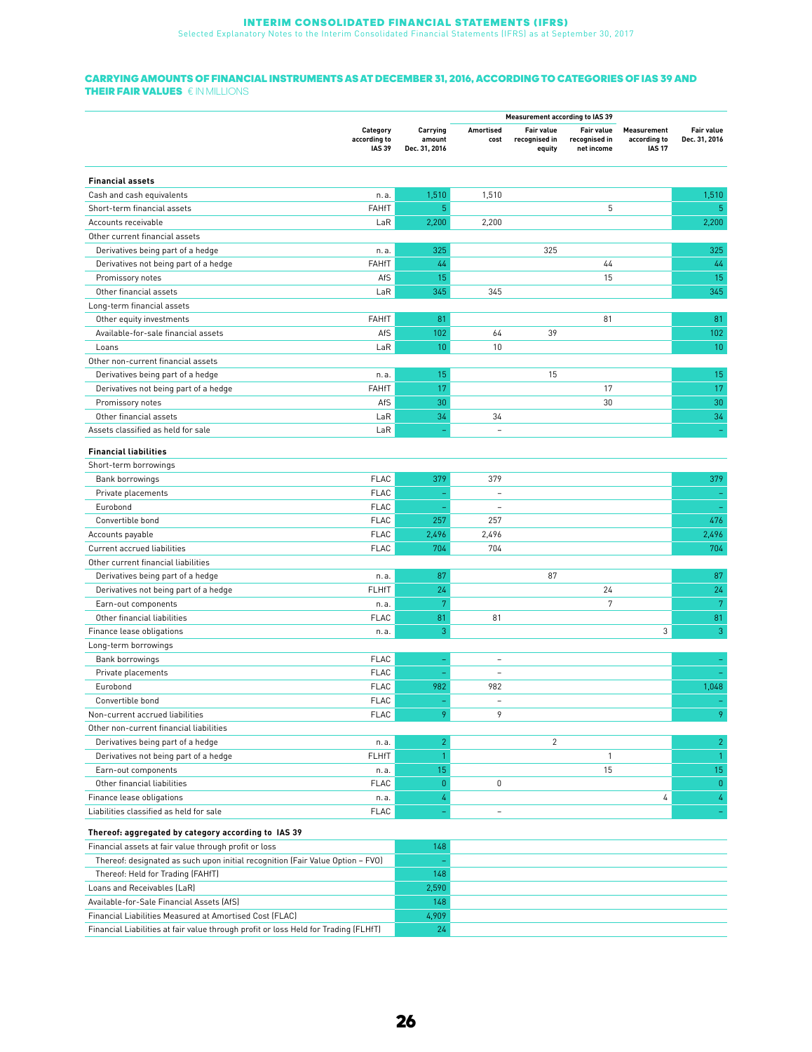## CARRYING AMOUNTS OF FINANCIAL INSTRUMENTS AS AT DECEMBER 31, 2016, ACCORDING TO CATEGORIES OF IAS 39 AND THEIR FAIR VALUES € IN MILLIONS

| | Category according to IAS 39 | Carrying amount Dec. 31, 2016 | Measurement according to IAS 39 | | | Measurement according to IAS 17 | Fair value Dec. 31, 2016 |
|---|---|---|---|---|---|---|---|
| | | | Amortised cost | Fair value recognised in equity | Fair value recognised in net income | | |
| **Financial assets** | | | | | | | |
| Cash and cash equivalents | n.a. | 1,510 | 1,510 | | | | 1,510 |
| Short-term financial assets | FAHfT | 5 | | | 5 | | 5 |
| Accounts receivable | LaR | 2,200 | 2,200 | | | | 2,200 |
| Other current financial assets | | | | | | | |
| Derivatives being part of a hedge | n.a. | 325 | | 325 | | | 325 |
| Derivatives not being part of a hedge | FAHfT | 44 | | | 44 | | 44 |
| Promissory notes | AfS | 15 | | | 15 | | 15 |
| Other financial assets | LaR | 345 | 345 | | | | 345 |
| Long-term financial assets | | | | | | | |
| Other equity investments | FAHfT | 81 | | | 81 | | 81 |
| Available-for-sale financial assets | AfS | 102 | 64 | 39 | | | 102 |
| Loans | LaR | 10 | 10 | | | | 10 |
| Other non-current financial assets | | | | | | | |
| Derivatives being part of a hedge | n.a. | 15 | | 15 | | | 15 |
| Derivatives not being part of a hedge | FAHfT | 17 | | | 17 | | 17 |
| Promissory notes | AfS | 30 | | | 30 | | 30 |
| Other financial assets | LaR | 34 | 34 | | | | 34 |
| Assets classified as held for sale | LaR | – | – | | | | – |
| **Financial liabilities** | | | | | | | |
| Short-term borrowings | | | | | | | |
| Bank borrowings | FLAC | 379 | 379 | | | | 379 |
| Private placements | FLAC | – | – | | | | – |
| Eurobond | FLAC | – | – | | | | – |
| Convertible bond | FLAC | 257 | 257 | | | | 476 |
| Accounts payable | FLAC | 2,496 | 2,496 | | | | 2,496 |
| Current accrued liabilities | FLAC | 704 | 704 | | | | 704 |
| Other current financial liabilities | | | | | | | |
| Derivatives being part of a hedge | n.a. | 87 | | 87 | | | 87 |
| Derivatives not being part of a hedge | FLHfT | 24 | | | 24 | | 24 |
| Earn-out components | n.a. | 7 | | | 7 | | 7 |
| Other financial liabilities | FLAC | 81 | 81 | | | | 81 |
| Finance lease obligations | n.a. | 3 | | | | 3 | 3 |
| Long-term borrowings | | | | | | | |
| Bank borrowings | FLAC | – | – | | | | – |
| Private placements | FLAC | – | – | | | | – |
| Eurobond | FLAC | 982 | 982 | | | | 1,048 |
| Convertible bond | FLAC | – | – | | | | – |
| Non-current accrued liabilities | FLAC | 9 | 9 | | | | 9 |
| Other non-current financial liabilities | | | | | | | |
| Derivatives being part of a hedge | n.a. | 2 | | 2 | | | 2 |
| Derivatives not being part of a hedge | FLHfT | 1 | | | 1 | | 1 |
| Earn-out components | n.a. | 15 | | | 15 | | 15 |
| Other financial liabilities | FLAC | 0 | 0 | | | | 0 |
| Finance lease obligations | n.a. | 4 | | | | 4 | 4 |
| Liabilities classified as held for sale | FLAC | – | – | | | | – |
| **Thereof: aggregated by category according to IAS 39** | | | | | | | |
| Financial assets at fair value through profit or loss | | 148 | | | | | |
| Thereof: designated as such upon initial recognition (Fair Value Option – FVO) | | – | | | | | |
| Thereof: Held for Trading (FAHfT) | | 148 | | | | | |
| Loans and Receivables (LaR) | | 2,590 | | | | | |
| Available-for-Sale Financial Assets (AfS) | | 148 | | | | | |
| Financial Liabilities Measured at Amortised Cost (FLAC) | | 4,909 | | | | | |
| Financial Liabilities at fair value through profit or loss Held for Trading (FLHfT) | | 24 | | | | | |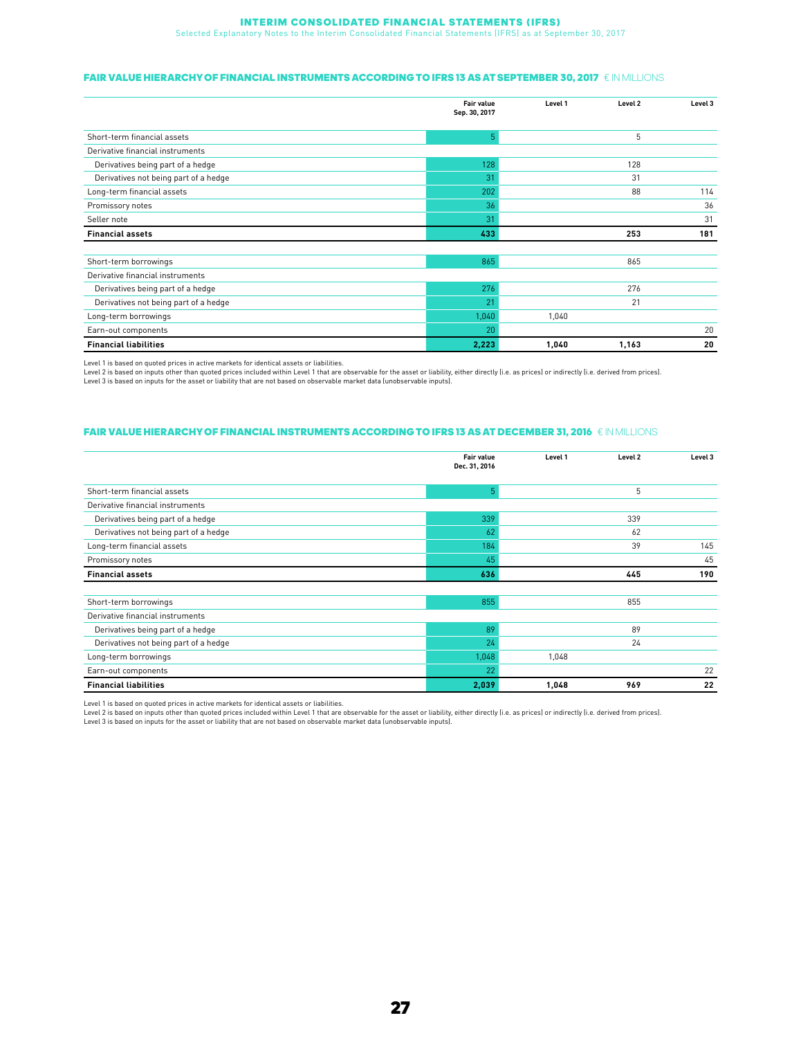## FAIR VALUE HIERARCHY OF FINANCIAL INSTRUMENTS ACCORDING TO IFRS 13 AS AT SEPTEMBER 30, 2017 € IN MILLIONS

| | Fair value Sep. 30, 2017 | Level 1 | Level 2 | Level 3 |
|---|---|---|---|---|
| Short-term financial assets | 5 | | 5 | |
| Derivative financial instruments | | | | |
| Derivatives being part of a hedge | 128 | | 128 | |
| Derivatives not being part of a hedge | 31 | | 31 | |
| Long-term financial assets | 202 | | 88 | 114 |
| Promissory notes | 36 | | | 36 |
| Seller note | 31 | | | 31 |
| **Financial assets** | **433** | | **253** | **181** |
| | | | | |
| Short-term borrowings | 865 | | 865 | |
| Derivative financial instruments | | | | |
| Derivatives being part of a hedge | 276 | | 276 | |
| Derivatives not being part of a hedge | 21 | | 21 | |
| Long-term borrowings | 1,040 | 1,040 | | |
| Earn-out components | 20 | | | 20 |
| **Financial liabilities** | **2,223** | **1,040** | **1,163** | **20** |

Level 1 is based on quoted prices in active markets for identical assets or liabilities.
Level 2 is based on inputs other than quoted prices included within Level 1 that are observable for the asset or liability, either directly (i.e. as prices) or indirectly (i.e. derived from prices).
Level 3 is based on inputs for the asset or liability that are not based on observable market data (unobservable inputs).

## FAIR VALUE HIERARCHY OF FINANCIAL INSTRUMENTS ACCORDING TO IFRS 13 AS AT DECEMBER 31, 2016 € IN MILLIONS

| | Fair value Dec. 31, 2016 | Level 1 | Level 2 | Level 3 |
|---|---|---|---|---|
| Short-term financial assets | 5 | | 5 | |
| Derivative financial instruments | | | | |
| Derivatives being part of a hedge | 339 | | 339 | |
| Derivatives not being part of a hedge | 62 | | 62 | |
| Long-term financial assets | 184 | | 39 | 145 |
| Promissory notes | 45 | | | 45 |
| **Financial assets** | **636** | | **445** | **190** |
| | | | | |
| Short-term borrowings | 855 | | 855 | |
| Derivative financial instruments | | | | |
| Derivatives being part of a hedge | 89 | | 89 | |
| Derivatives not being part of a hedge | 24 | | 24 | |
| Long-term borrowings | 1,048 | 1,048 | | |
| Earn-out components | 22 | | | 22 |
| **Financial liabilities** | **2,039** | **1,048** | **969** | **22** |

Level 1 is based on quoted prices in active markets for identical assets or liabilities.
Level 2 is based on inputs other than quoted prices included within Level 1 that are observable for the asset or liability, either directly (i.e. as prices) or indirectly (i.e. derived from prices).
Level 3 is based on inputs for the asset or liability that are not based on observable market data (unobservable inputs).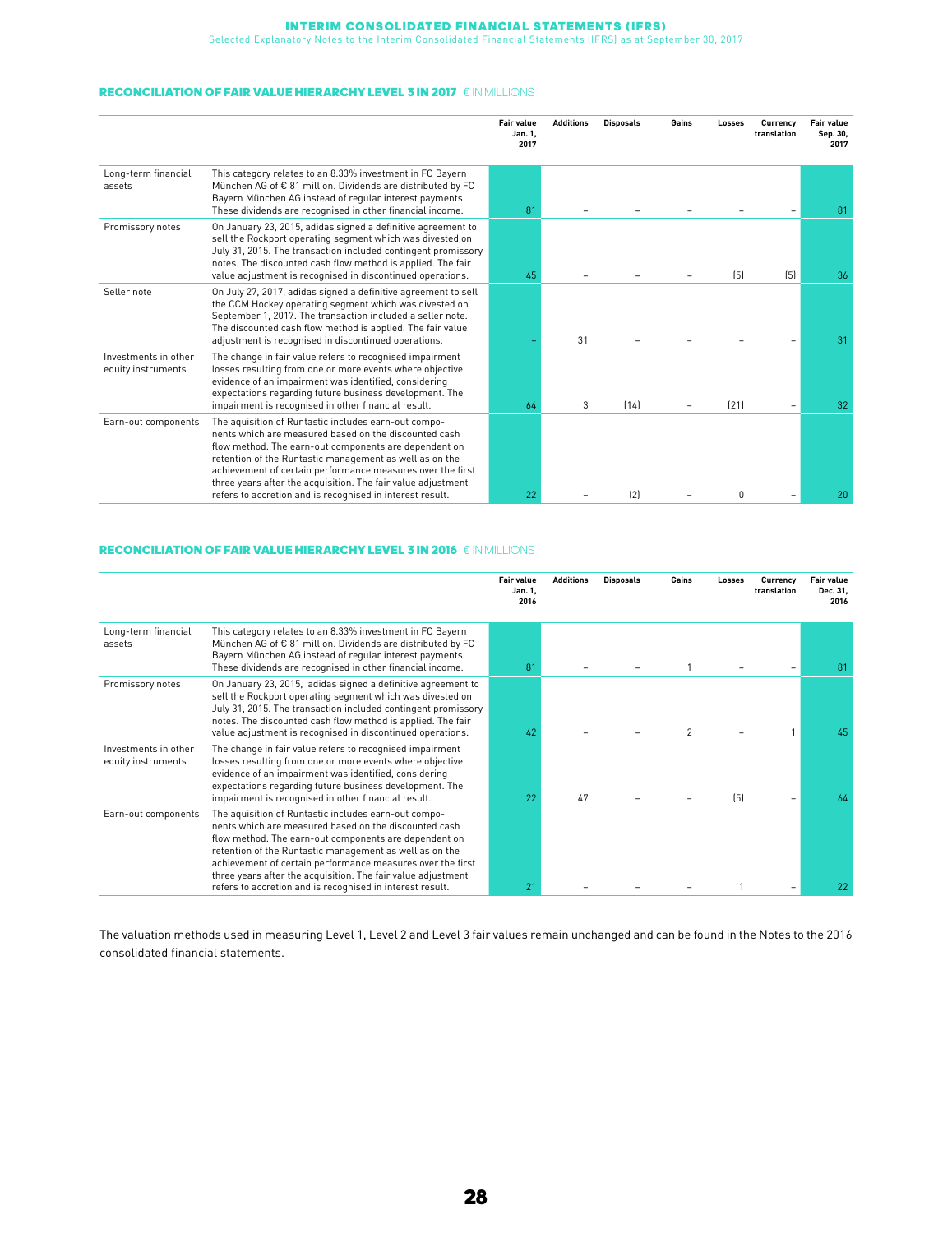## RECONCILIATION OF FAIR VALUE HIERARCHY LEVEL 3 IN 2017 € IN MILLIONS

| | | Fair value Jan. 1, 2017 | Additions | Disposals | Gains | Losses | Currency translation | Fair value Sep. 30, 2017 |
|---|---|---|---|---|---|---|---|---|
| Long-term financial assets | This category relates to an 8.33% investment in FC Bayern München AG of € 81 million. Dividends are distributed by FC Bayern München AG instead of regular interest payments. These dividends are recognised in other financial income. | 81 | – | – | – | – | – | 81 |
| Promissory notes | On January 23, 2015, adidas signed a definitive agreement to sell the Rockport operating segment which was divested on July 31, 2015. The transaction included contingent promissory notes. The discounted cash flow method is applied. The fair value adjustment is recognised in discontinued operations. | 45 | – | – | – | (5) | (5) | 36 |
| Seller note | On July 27, 2017, adidas signed a definitive agreement to sell the CCM Hockey operating segment which was divested on September 1, 2017. The transaction included a seller note. The discounted cash flow method is applied. The fair value adjustment is recognised in discontinued operations. | – | 31 | – | – | – | – | 31 |
| Investments in other equity instruments | The change in fair value refers to recognised impairment losses resulting from one or more events where objective evidence of an impairment was identified, considering expectations regarding future business development. The impairment is recognised in other financial result. | 64 | 3 | (14) | – | (21) | – | 32 |
| Earn-out components | The aquisition of Runtastic includes earn-out components which are measured based on the discounted cash flow method. The earn-out components are dependent on retention of the Runtastic management as well as on the achievement of certain performance measures over the first three years after the acquisition. The fair value adjustment refers to accretion and is recognised in interest result. | 22 | – | (2) | – | 0 | – | 20 |

## RECONCILIATION OF FAIR VALUE HIERARCHY LEVEL 3 IN 2016 € IN MILLIONS

| | | Fair value Jan. 1, 2016 | Additions | Disposals | Gains | Losses | Currency translation | Fair value Dec. 31, 2016 |
|---|---|---|---|---|---|---|---|---|
| Long-term financial assets | This category relates to an 8.33% investment in FC Bayern München AG of € 81 million. Dividends are distributed by FC Bayern München AG instead of regular interest payments. These dividends are recognised in other financial income. | 81 | – | – | 1 | – | – | 81 |
| Promissory notes | On January 23, 2015, adidas signed a definitive agreement to sell the Rockport operating segment which was divested on July 31, 2015. The transaction included contingent promissory notes. The discounted cash flow method is applied. The fair value adjustment is recognised in discontinued operations. | 42 | – | – | 2 | – | 1 | 45 |
| Investments in other equity instruments | The change in fair value refers to recognised impairment losses resulting from one or more events where objective evidence of an impairment was identified, considering expectations regarding future business development. The impairment is recognised in other financial result. | 22 | 47 | – | – | (5) | – | 64 |
| Earn-out components | The aquisition of Runtastic includes earn-out components which are measured based on the discounted cash flow method. The earn-out components are dependent on retention of the Runtastic management as well as on the achievement of certain performance measures over the first three years after the acquisition. The fair value adjustment refers to accretion and is recognised in interest result. | 21 | – | – | – | 1 | – | 22 |

The valuation methods used in measuring Level 1, Level 2 and Level 3 fair values remain unchanged and can be found in the Notes to the 2016 consolidated financial statements.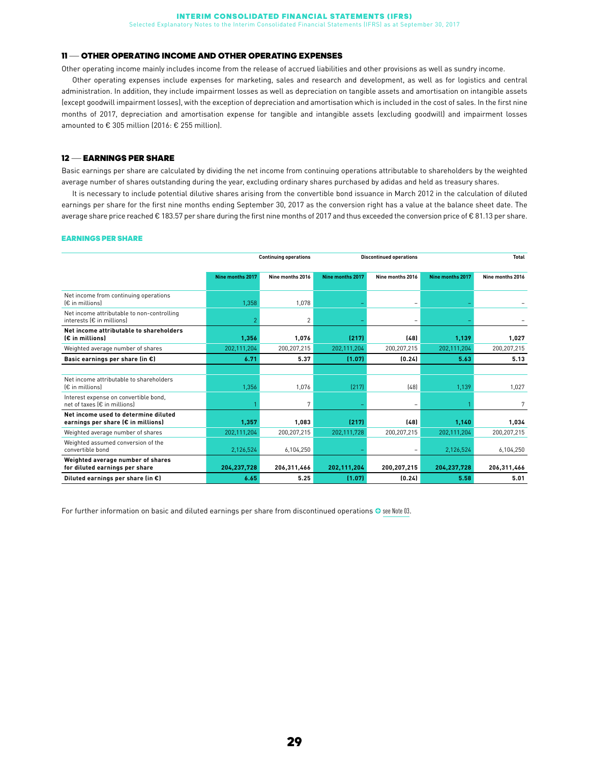## 11 — OTHER OPERATING INCOME AND OTHER OPERATING EXPENSES

Other operating income mainly includes income from the release of accrued liabilities and other provisions as well as sundry income.

Other operating expenses include expenses for marketing, sales and research and development, as well as for logistics and central administration. In addition, they include impairment losses as well as depreciation on tangible assets and amortisation on intangible assets (except goodwill impairment losses), with the exception of depreciation and amortisation which is included in the cost of sales. In the first nine months of 2017, depreciation and amortisation expense for tangible and intangible assets (excluding goodwill) and impairment losses amounted to € 305 million (2016: € 255 million).

## 12 — EARNINGS PER SHARE

Basic earnings per share are calculated by dividing the net income from continuing operations attributable to shareholders by the weighted average number of shares outstanding during the year, excluding ordinary shares purchased by adidas and held as treasury shares.

It is necessary to include potential dilutive shares arising from the convertible bond issuance in March 2012 in the calculation of diluted earnings per share for the first nine months ending September 30, 2017 as the conversion right has a value at the balance sheet date. The average share price reached € 183.57 per share during the first nine months of 2017 and thus exceeded the conversion price of € 81.13 per share.

### EARNINGS PER SHARE

| | Continuing operations | | Discontinued operations | | Total | |
|---|---|---|---|---|---|---|
| | Nine months 2017 | Nine months 2016 | Nine months 2017 | Nine months 2016 | Nine months 2017 | Nine months 2016 |
| Net income from continuing operations (€ in millions) | 1,358 | 1,078 | – | – | – | – |
| Net income attributable to non-controlling interests (€ in millions) | 2 | 2 | – | – | – | – |
| **Net income attributable to shareholders (€ in millions)** | **1,356** | **1,076** | **(217)** | **(48)** | **1,139** | **1,027** |
| Weighted average number of shares | 202,111,204 | 200,207,215 | 202,111,204 | 200,207,215 | 202,111,204 | 200,207,215 |
| **Basic earnings per share (in €)** | **6.71** | **5.37** | **(1.07)** | **(0.24)** | **5.63** | **5.13** |
| | | | | | | |
| Net income attributable to shareholders (€ in millions) | 1,356 | 1,076 | (217) | (48) | 1,139 | 1,027 |
| Interest expense on convertible bond, net of taxes (€ in millions) | 1 | 7 | – | – | 1 | 7 |
| **Net income used to determine diluted earnings per share (€ in millions)** | **1,357** | **1,083** | **(217)** | **(48)** | **1,140** | **1,034** |
| Weighted average number of shares | 202,111,204 | 200,207,215 | 202,111,728 | 200,207,215 | 202,111,204 | 200,207,215 |
| Weighted assumed conversion of the convertible bond | 2,126,524 | 6,104,250 | – | – | 2,126,524 | 6,104,250 |
| **Weighted average number of shares for diluted earnings per share** | **204,237,728** | **206,311,466** | **202,111,204** | **200,207,215** | **204,237,728** | **206,311,466** |
| **Diluted earnings per share (in €)** | **6.65** | **5.25** | **(1.07)** | **(0.24)** | **5.58** | **5.01** |

For further information on basic and diluted earnings per share from discontinued operations see Note 03.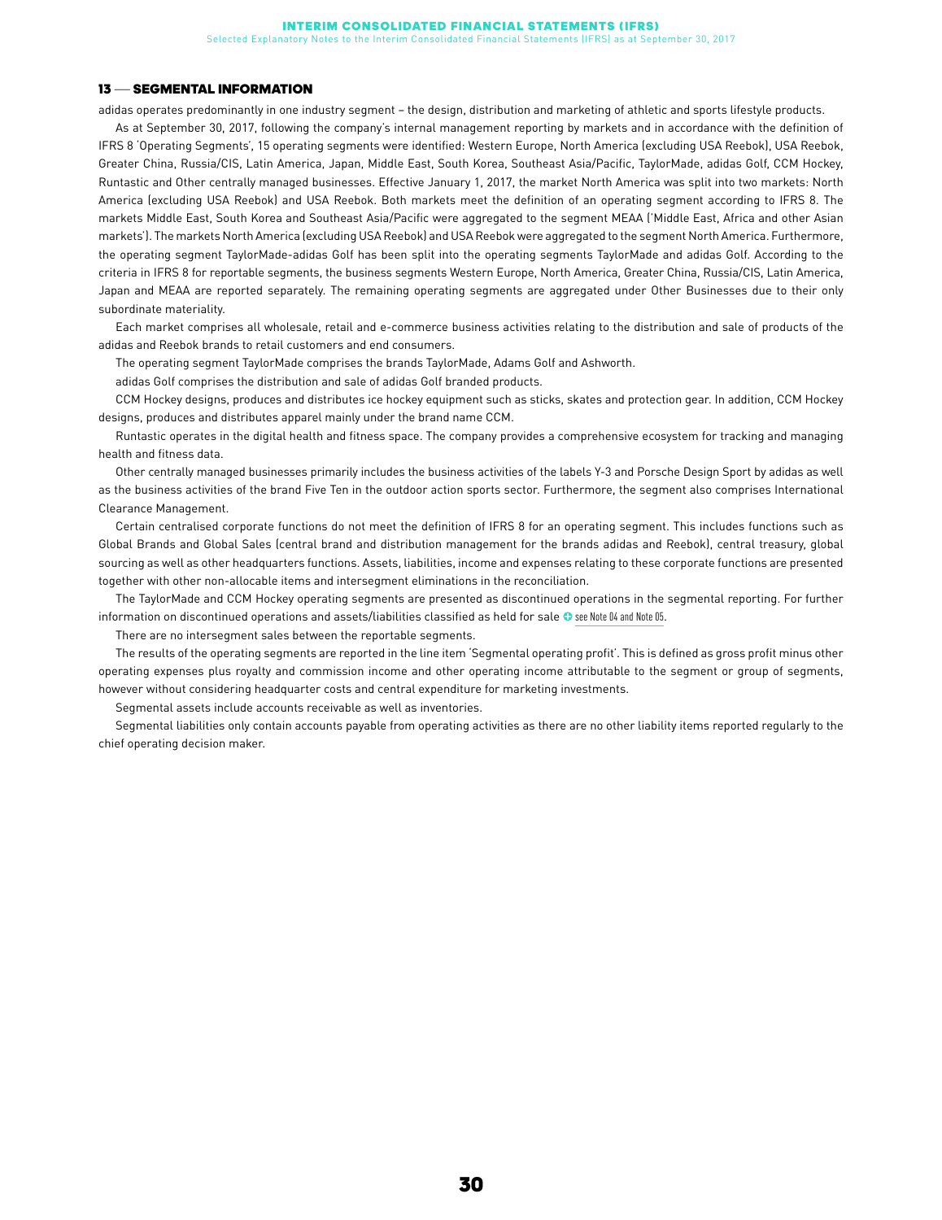## 13 — SEGMENTAL INFORMATION

adidas operates predominantly in one industry segment – the design, distribution and marketing of athletic and sports lifestyle products.

As at September 30, 2017, following the company's internal management reporting by markets and in accordance with the definition of IFRS 8 'Operating Segments', 15 operating segments were identified: Western Europe, North America (excluding USA Reebok), USA Reebok, Greater China, Russia/CIS, Latin America, Japan, Middle East, South Korea, Southeast Asia/Pacific, TaylorMade, adidas Golf, CCM Hockey, Runtastic and Other centrally managed businesses. Effective January 1, 2017, the market North America was split into two markets: North America (excluding USA Reebok) and USA Reebok. Both markets meet the definition of an operating segment according to IFRS 8. The markets Middle East, South Korea and Southeast Asia/Pacific were aggregated to the segment MEAA ('Middle East, Africa and other Asian markets'). The markets North America (excluding USA Reebok) and USA Reebok were aggregated to the segment North America. Furthermore, the operating segment TaylorMade-adidas Golf has been split into the operating segments TaylorMade and adidas Golf. According to the criteria in IFRS 8 for reportable segments, the business segments Western Europe, North America, Greater China, Russia/CIS, Latin America, Japan and MEAA are reported separately. The remaining operating segments are aggregated under Other Businesses due to their only subordinate materiality.

Each market comprises all wholesale, retail and e-commerce business activities relating to the distribution and sale of products of the adidas and Reebok brands to retail customers and end consumers.

The operating segment TaylorMade comprises the brands TaylorMade, Adams Golf and Ashworth.

adidas Golf comprises the distribution and sale of adidas Golf branded products.

CCM Hockey designs, produces and distributes ice hockey equipment such as sticks, skates and protection gear. In addition, CCM Hockey designs, produces and distributes apparel mainly under the brand name CCM.

Runtastic operates in the digital health and fitness space. The company provides a comprehensive ecosystem for tracking and managing health and fitness data.

Other centrally managed businesses primarily includes the business activities of the labels Y-3 and Porsche Design Sport by adidas as well as the business activities of the brand Five Ten in the outdoor action sports sector. Furthermore, the segment also comprises International Clearance Management.

Certain centralised corporate functions do not meet the definition of IFRS 8 for an operating segment. This includes functions such as Global Brands and Global Sales (central brand and distribution management for the brands adidas and Reebok), central treasury, global sourcing as well as other headquarters functions. Assets, liabilities, income and expenses relating to these corporate functions are presented together with other non-allocable items and intersegment eliminations in the reconciliation.

The TaylorMade and CCM Hockey operating segments are presented as discontinued operations in the segmental reporting. For further information on discontinued operations and assets/liabilities classified as held for sale see Note 04 and Note 05.

There are no intersegment sales between the reportable segments.

The results of the operating segments are reported in the line item 'Segmental operating profit'. This is defined as gross profit minus other operating expenses plus royalty and commission income and other operating income attributable to the segment or group of segments, however without considering headquarter costs and central expenditure for marketing investments.

Segmental assets include accounts receivable as well as inventories.

Segmental liabilities only contain accounts payable from operating activities as there are no other liability items reported regularly to the chief operating decision maker.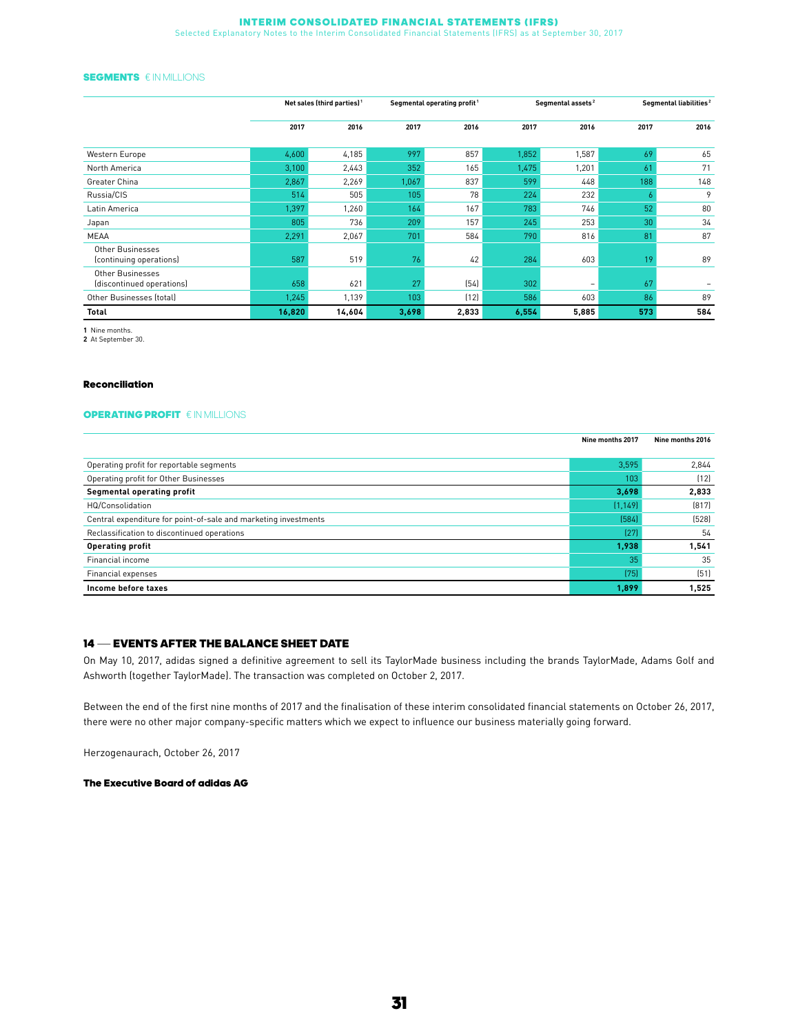**SEGMENTS** € IN MILLIONS

| | Net sales (third parties)[1] | | Segmental operating profit[1] | | Segmental assets[2] | | Segmental liabilities[2] | |
|---|---|---|---|---|---|---|---|---|
| | 2017 | 2016 | 2017 | 2016 | 2017 | 2016 | 2017 | 2016 |
| Western Europe | 4,600 | 4,185 | 997 | 857 | 1,852 | 1,587 | 69 | 65 |
| North America | 3,100 | 2,443 | 352 | 165 | 1,475 | 1,201 | 61 | 71 |
| Greater China | 2,867 | 2,269 | 1,067 | 837 | 599 | 448 | 188 | 148 |
| Russia/CIS | 514 | 505 | 105 | 78 | 224 | 232 | 6 | 9 |
| Latin America | 1,397 | 1,260 | 164 | 167 | 783 | 746 | 52 | 80 |
| Japan | 805 | 736 | 209 | 157 | 245 | 253 | 30 | 34 |
| MEAA | 2,291 | 2,067 | 701 | 584 | 790 | 816 | 81 | 87 |
| Other Businesses (continuing operations) | 587 | 519 | 76 | 42 | 284 | 603 | 19 | 89 |
| Other Businesses (discontinued operations) | 658 | 621 | 27 | (54) | 302 | – | 67 | – |
| Other Businesses (total) | 1,245 | 1,139 | 103 | (12) | 586 | 603 | 86 | 89 |
| **Total** | **16,820** | **14,604** | **3,698** | **2,833** | **6,554** | **5,885** | **573** | **584** |

1 Nine months.
2 At September 30.

### Reconciliation

**OPERATING PROFIT** € IN MILLIONS

| | Nine months 2017 | Nine months 2016 |
|---|---|---|
| Operating profit for reportable segments | 3,595 | 2,844 |
| Operating profit for Other Businesses | 103 | (12) |
| **Segmental operating profit** | **3,698** | **2,833** |
| HQ/Consolidation | (1,149) | (817) |
| Central expenditure for point-of-sale and marketing investments | (584) | (528) |
| Reclassification to discontinued operations | (27) | 54 |
| **Operating profit** | **1,938** | **1,541** |
| Financial income | 35 | 35 |
| Financial expenses | (75) | (51) |
| **Income before taxes** | **1,899** | **1,525** |

## 14 — EVENTS AFTER THE BALANCE SHEET DATE

On May 10, 2017, adidas signed a definitive agreement to sell its TaylorMade business including the brands TaylorMade, Adams Golf and Ashworth (together TaylorMade). The transaction was completed on October 2, 2017.

Between the end of the first nine months of 2017 and the finalisation of these interim consolidated financial statements on October 26, 2017, there were no other major company-specific matters which we expect to influence our business materially going forward.

Herzogenaurach, October 26, 2017

**The Executive Board of adidas AG**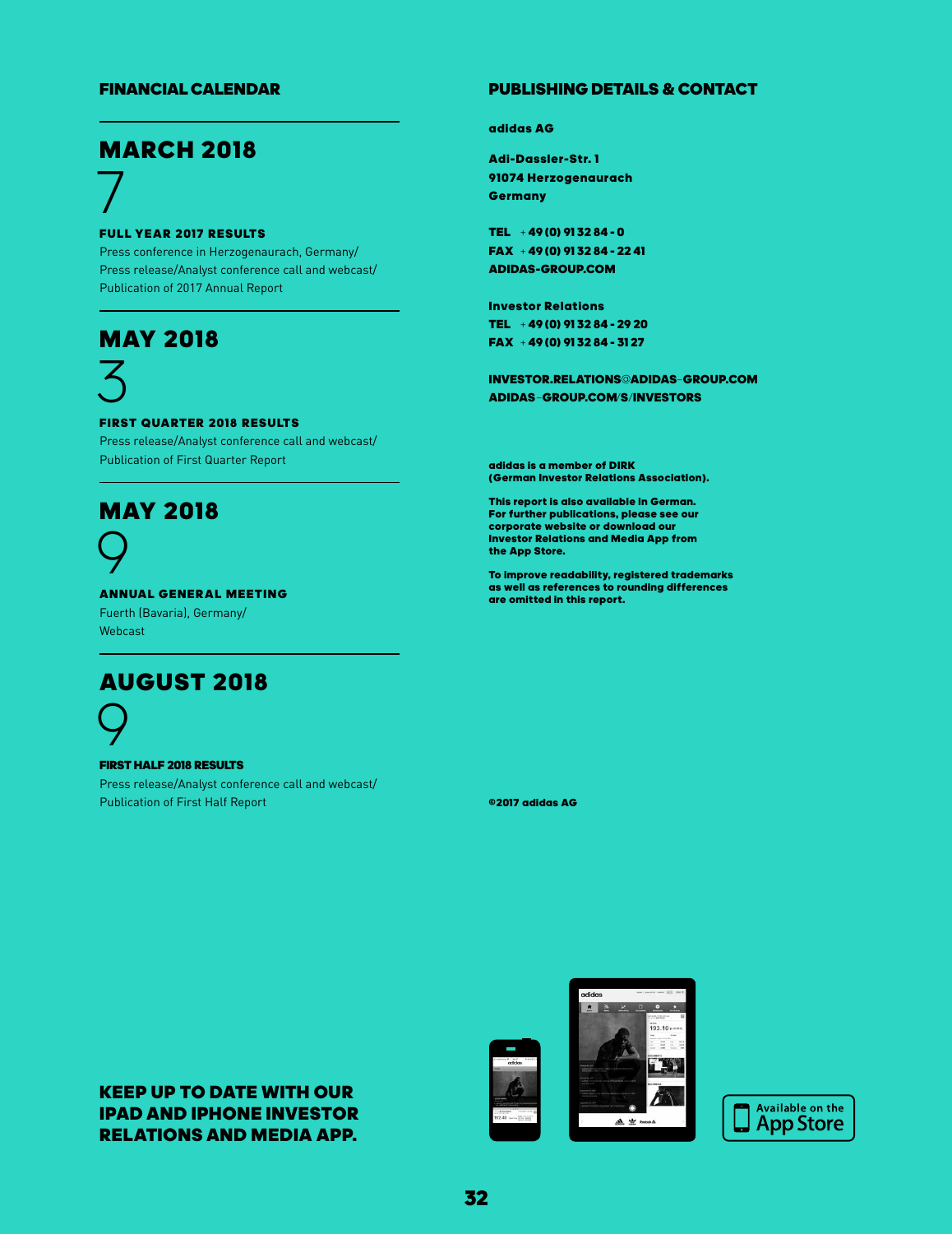## FINANCIAL CALENDAR

### MARCH 2018

7

**FULL YEAR 2017 RESULTS**

Press conference in Herzogenaurach, Germany/
Press release/Analyst conference call and webcast/
Publication of 2017 Annual Report

### MAY 2018

3

**FIRST QUARTER 2018 RESULTS**

Press release/Analyst conference call and webcast/
Publication of First Quarter Report

### MAY 2018

9

**ANNUAL GENERAL MEETING**

Fuerth (Bavaria), Germany/
Webcast

### AUGUST 2018

9

**FIRST HALF 2018 RESULTS**

Press release/Analyst conference call and webcast/
Publication of First Half Report

## PUBLISHING DETAILS & CONTACT

**adidas AG**

**Adi-Dassler-Str. 1**
**91074 Herzogenaurach**
**Germany**

**TEL** + 49 (0) 91 32 84 - 0
**FAX** + 49 (0) 91 32 84 - 22 41
**ADIDAS-GROUP.COM**

**Investor Relations**
**TEL** + 49 (0) 91 32 84 - 29 20
**FAX** + 49 (0) 91 32 84 - 31 27

**INVESTOR.RELATIONS@ADIDAS-GROUP.COM**
**ADIDAS-GROUP.COM/S/INVESTORS**

**adidas is a member of DIRK (German Investor Relations Association).**

**This report is also available in German. For further publications, please see our corporate website or download our Investor Relations and Media App from the App Store.**

**To improve readability, registered trademarks as well as references to rounding differences are omitted in this report.**

**©2017 adidas AG**

**KEEP UP TO DATE WITH OUR IPAD AND IPHONE INVESTOR RELATIONS AND MEDIA APP.**

Available on the App Store